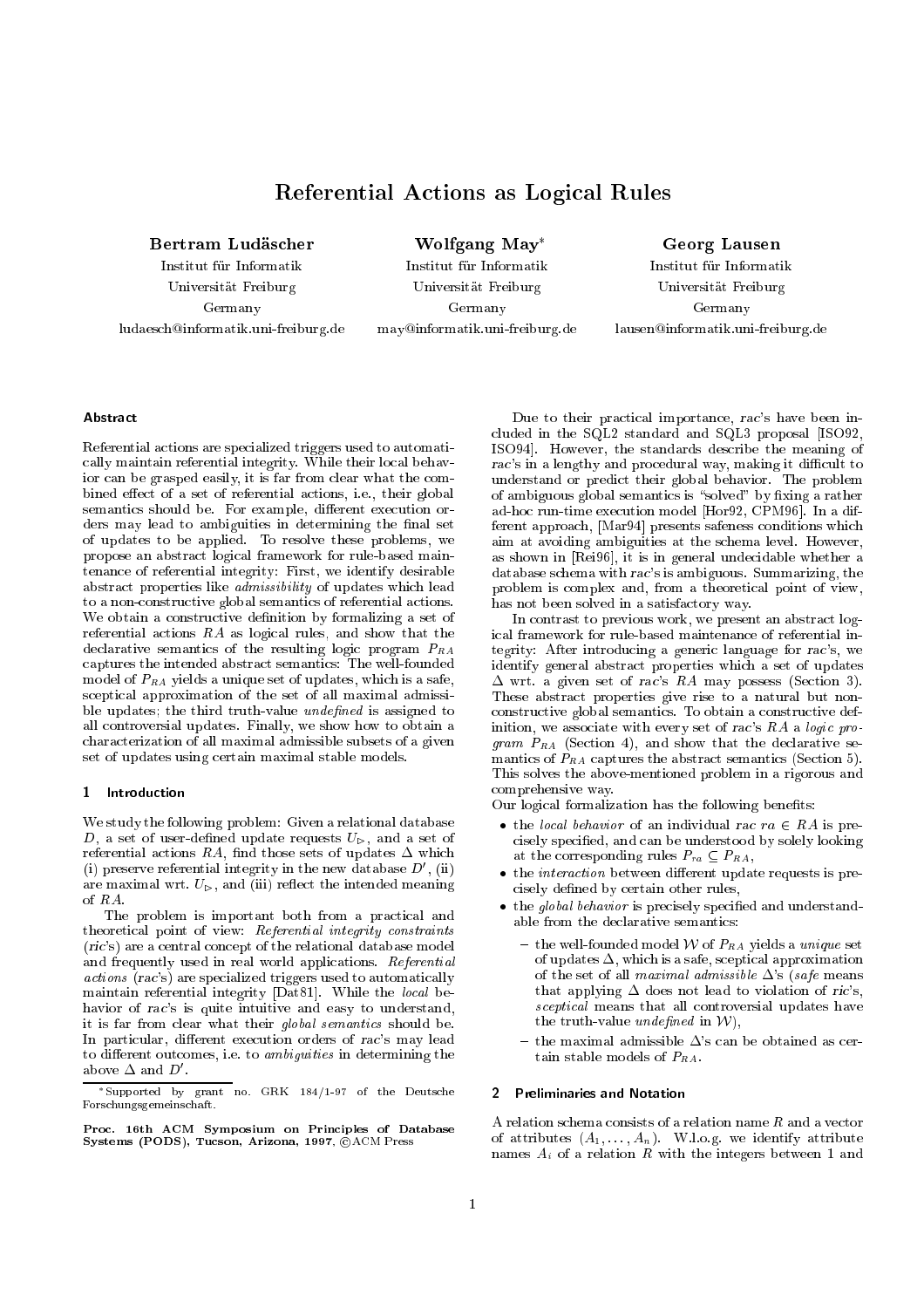# Referential Actions as Logical Rules

**Bertram Ludäscher**
Institut für Informatik
Universität Freiburg
Germany
ludaesch@informatik.uni-freiburg.de

**Wolfgang May***
Institut für Informatik
Universität Freiburg
Germany
may@informatik.uni-freiburg.de

**Georg Lausen**
Institut für Informatik
Universität Freiburg
Germany
lausen@informatik.uni-freiburg.de

## Abstract

Referential actions are specialized triggers used to automatically maintain referential integrity. While their local behavior can be grasped easily, it is far from clear what the combined effect of a set of referential actions, i.e., their global semantics should be. For example, different execution orders may lead to ambiguities in determining the final set of updates to be applied. To resolve these problems, we propose an abstract logical framework for rule-based maintenance of referential integrity: First, we identify desirable abstract properties like *admissibility* of updates which lead to a non-constructive global semantics of referential actions. We obtain a constructive definition by formalizing a set of referential actions $RA$ as logical rules, and show that the declarative semantics of the resulting logic program $P_{RA}$ captures the intended abstract semantics: The well-founded model of $P_{RA}$ yields a unique set of updates, which is a safe, sceptical approximation of the set of all maximal admissible updates; the third truth-value *undefined* is assigned to all controversial updates. Finally, we show how to obtain a characterization of all maximal admissible subsets of a given set of updates using certain maximal stable models.

## 1 Introduction

We study the following problem: Given a relational database $D$, a set of user-defined update requests $U_{\triangleright}$, and a set of referential actions $RA$, find those sets of updates $\Delta$ which (i) preserve referential integrity in the new database $D'$, (ii) are maximal wrt. $U_{\triangleright}$, and (iii) reflect the intended meaning of $RA$.

The problem is important both from a practical and theoretical point of view: *Referential integrity constraints* (*ric*'s) are a central concept of the relational database model and frequently used in real world applications. *Referential actions* (*rac*'s) are specialized triggers used to automatically maintain referential integrity [Dat81]. While the *local* behavior of *rac*'s is quite intuitive and easy to understand, it is far from clear what their *global semantics* should be. In particular, different execution orders of *rac*'s may lead to different outcomes, i.e. to *ambiguities* in determining the above $\Delta$ and $D'$.

*Supported by grant no. GRK 184/1-97 of the Deutsche Forschungsgemeinschaft.

**Proc. 16th ACM Symposium on Principles of Database Systems (PODS), Tucson, Arizona, 1997, ©ACM Press**

Due to their practical importance, *rac*'s have been included in the SQL2 standard and SQL3 proposal [ISO92, ISO94]. However, the standards describe the meaning of *rac*'s in a lengthy and procedural way, making it difficult to understand or predict their global behavior. The problem of ambiguous global semantics is "solved" by fixing a rather ad-hoc run-time execution model [Hor92, CPM96]. In a different approach, [Mar94] presents safeness conditions which aim at avoiding ambiguities at the schema level. However, as shown in [Rei96], it is in general undecidable whether a database schema with *rac*'s is ambiguous. Summarizing, the problem is complex and, from a theoretical point of view, has not been solved in a satisfactory way.

In contrast to previous work, we present an abstract logical framework for rule-based maintenance of referential integrity: After introducing a generic language for *rac*'s, we identify general abstract properties which a set of updates $\Delta$ wrt. a given set of *rac*'s $RA$ may possess (Section 3). These abstract properties give rise to a natural but non-constructive global semantics. To obtain a constructive definition, we associate with every set of *rac*'s $RA$ a *logic program* $P_{RA}$ (Section 4), and show that the declarative semantics of $P_{RA}$ captures the abstract semantics (Section 5). This solves the above-mentioned problem in a rigorous and comprehensive way.

Our logical formalization has the following benefits:

- the *local behavior* of an individual *rac* $ra \in RA$ is precisely specified, and can be understood by solely looking at the corresponding rules $P_{ra} \subseteq P_{RA}$,
- the *interaction* between different update requests is precisely defined by certain other rules,
- the *global behavior* is precisely specified and understandable from the declarative semantics:
  - the well-founded model $\mathcal{W}$ of $P_{RA}$ yields a *unique* set of updates $\Delta$, which is a safe, sceptical approximation of the set of all *maximal admissible* $\Delta$'s (*safe* means that applying $\Delta$ does not lead to violation of *ric*'s, *sceptical* means that all controversial updates have the truth-value *undefined* in $\mathcal{W}$),
  - the maximal admissible $\Delta$'s can be obtained as certain stable models of $P_{RA}$.

## 2 Preliminaries and Notation

A relation schema consists of a relation name $R$ and a vector of attributes $(A_1, \ldots, A_n)$. W.l.o.g. we identify attribute names $A_i$ of a relation $R$ with the integers between 1 and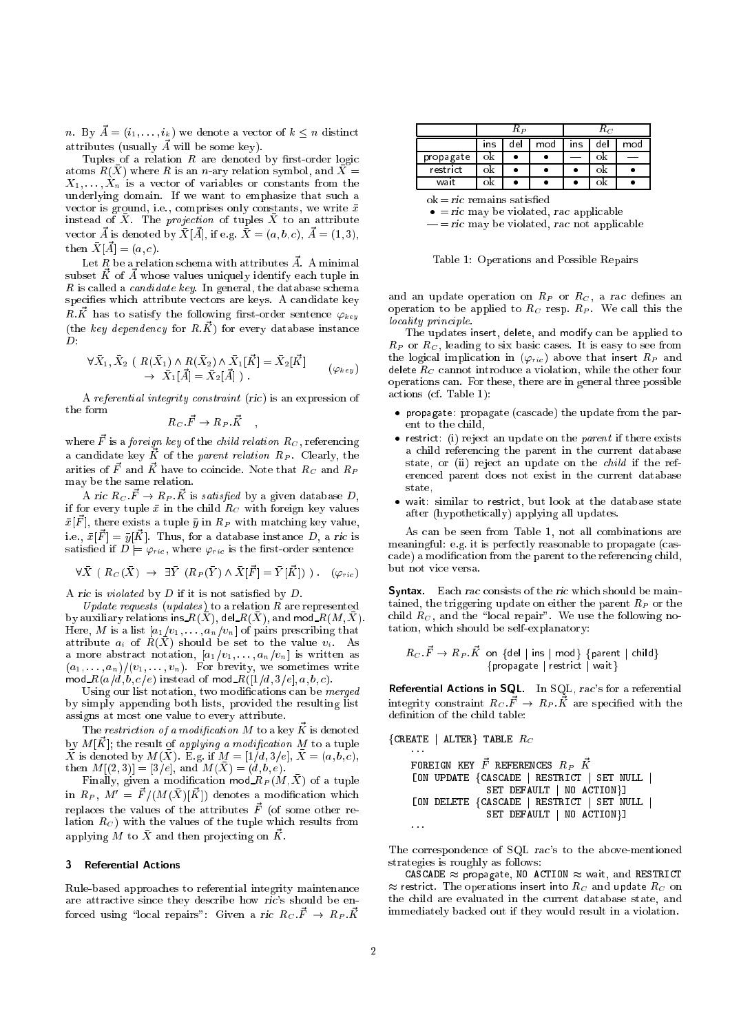$n$. By $\vec{A} = (i_1, \ldots, i_k)$ we denote a vector of $k \leq n$ distinct attributes (usually $\vec{A}$ will be some key).

Tuples of a relation $R$ are denoted by first-order logic atoms $R(\bar{X})$ where $R$ is an $n$-ary relation symbol, and $\bar{X} = X_1, \ldots, X_n$ is a vector of variables or constants from the underlying domain. If we want to emphasize that such a vector is ground, i.e., comprises only constants, we write $\bar{x}$ instead of $\bar{X}$. The *projection* of tuples $\bar{X}$ to an attribute vector $\vec{A}$ is denoted by $\bar{X}[\vec{A}]$, if e.g. $\bar{X} = (a, b, c)$, $\vec{A} = (1, 3)$, then $\bar{X}[\vec{A}] = (a, c)$.

Let $R$ be a relation schema with attributes $\vec{A}$. A minimal subset $\vec{K}$ of $\vec{A}$ whose values uniquely identify each tuple in $R$ is called a *candidate key*. In general, the database schema specifies which attribute vectors are keys. A candidate key $R.\vec{K}$ has to satisfy the following first-order sentence $\varphi_{key}$ (the *key dependency* for $R.\vec{K}$) for every database instance $D$:

$$\forall \bar{X}_1, \bar{X}_2 \; ( \; R(\bar{X}_1) \wedge R(\bar{X}_2) \wedge \bar{X}_1[\vec{K}] = \bar{X}_2[\vec{K}] \rightarrow \bar{X}_1[\vec{A}] = \bar{X}_2[\vec{A}] \; ) \; . \qquad (\varphi_{key})$$

A *referential integrity constraint* (ric) is an expression of the form

$$R_C.\vec{F} \rightarrow R_P.\vec{K} \quad ,$$

where $\vec{F}$ is a *foreign key* of the *child relation* $R_C$, referencing a candidate key $\vec{K}$ of the *parent relation* $R_P$. Clearly, the arities of $\vec{F}$ and $\vec{K}$ have to coincide. Note that $R_C$ and $R_P$ may be the same relation.

A ric $R_C.\vec{F} \rightarrow R_P.\vec{K}$ is *satisfied* by a given database $D$, if for every tuple $\bar{x}$ in the child $R_C$ with foreign key values $\bar{x}[\vec{F}]$, there exists a tuple $\bar{y}$ in $R_P$ with matching key value, i.e., $\bar{x}[\vec{F}] = \bar{y}[\vec{K}]$. Thus, for a database instance $D$, a ric is satisfied if $D \models \varphi_{ric}$, where $\varphi_{ric}$ is the first-order sentence

$$\forall \bar{X} \; ( \; R_C(\bar{X}) \; \rightarrow \; \exists \bar{Y} \; (R_P(\bar{Y}) \wedge \bar{X}[\vec{F}] = \bar{Y}[\vec{K}]) \; ) \; . \qquad (\varphi_{ric})$$

A ric is *violated* by $D$ if it is not satisfied by $D$.

*Update requests* (*updates*) to a relation $R$ are represented by auxiliary relations ins\_$R(\bar{X})$, del\_$R(\bar{X})$, and mod\_$R(M, \bar{X})$. Here, $M$ is a list $[a_1/v_1, \ldots, a_n/v_n]$ of pairs prescribing that attribute $a_i$ of $R(\bar{X})$ should be set to the value $v_i$. As a more abstract notation, $[a_1/v_1, \ldots, a_n/v_n]$ is written as $(a_1, \ldots, a_n)/(v_1, \ldots, v_n)$. For brevity, we sometimes write mod\_$R(a/d, b, c/e)$ instead of mod\_$R([1/d, 3/e], a, b, c)$.

Using our list notation, two modifications can be *merged* by simply appending both lists, provided the resulting list assigns at most one value to every attribute.

The *restriction of a modification* $M$ to a key $\vec{K}$ is denoted by $M[\vec{K}]$; the result of *applying a modification* $M$ to a tuple $\bar{X}$ is denoted by $M(\bar{X})$. E.g. if $M = [1/d, 3/e]$, $\bar{X} = (a, b, c)$, then $M[(2, 3)] = [3/e]$, and $M(\bar{X}) = (d, b, e)$.

Finally, given a modification mod\_$R_P(M, \bar{X})$ of a tuple in $R_P$, $M' = \vec{F}/(M(\bar{X})[\vec{K}])$ denotes a modification which replaces the values of the attributes $\vec{F}$ (of some other relation $R_C$) with the values of the tuple which results from applying $M$ to $\bar{X}$ and then projecting on $\vec{K}$.

## 3 Referential Actions

Rule-based approaches to referential integrity maintenance are attractive since they describe how ric's should be enforced using "local repairs": Given a ric $R_C.\vec{F} \rightarrow R_P.\vec{K}$ and an update operation on $R_P$ or $R_C$, a rac defines an operation to be applied to $R_C$ resp. $R_P$. We call this the *locality principle*.

|  | $R_P$ | | | $R_C$ | | |
|---|---|---|---|---|---|---|
|  | ins | del | mod | ins | del | mod |
| propagate | ok | • | • | — | ok | — |
| restrict | ok | • | • | • | ok | • |
| wait | ok | • | • | • | ok | • |

ok = *ric* remains satisfied
• = *ric* may be violated, *rac* applicable
— = *ric* may be violated, *rac* not applicable

Table 1: Operations and Possible Repairs

The updates insert, delete, and modify can be applied to $R_P$ or $R_C$, leading to six basic cases. It is easy to see from the logical implication in ($\varphi_{ric}$) above that insert $R_P$ and delete $R_C$ cannot introduce a violation, while the other four operations can. For these, there are in general three possible actions (cf. Table 1):

- propagate: propagate (cascade) the update from the parent to the child,
- restrict: (i) reject an update on the *parent* if there exists a child referencing the parent in the current database state, or (ii) reject an update on the *child* if the referenced parent does not exist in the current database state,
- wait: similar to restrict, but look at the database state after (hypothetically) applying all updates.

As can be seen from Table 1, not all combinations are meaningful: e.g. it is perfectly reasonable to propagate (cascade) a modification from the parent to the referencing child, but not vice versa.

**Syntax.** Each rac consists of the ric which should be maintained, the triggering update on either the parent $R_P$ or the child $R_C$, and the "local repair". We use the following notation, which should be self-explanatory:

$R_C.\vec{F} \rightarrow R_P.\vec{K}$ on {del | ins | mod} {parent | child}
{propagate | restrict | wait}

**Referential Actions in SQL.** In SQL, rac's for a referential integrity constraint $R_C.\vec{F} \rightarrow R_P.\vec{K}$ are specified with the definition of the child table:

```
{CREATE | ALTER} TABLE R_C
  ...
  FOREIGN KEY F REFERENCES R_P K
  [ON UPDATE {CASCADE | RESTRICT | SET NULL |
              SET DEFAULT | NO ACTION}]
  [ON DELETE {CASCADE | RESTRICT | SET NULL |
              SET DEFAULT | NO ACTION}]
  ...
```

The correspondence of SQL rac's to the above-mentioned strategies is roughly as follows:

CASCADE ≈ propagate, NO ACTION ≈ wait, and RESTRICT ≈ restrict. The operations insert into $R_C$ and update $R_C$ on the child are evaluated in the current database state, and immediately backed out if they would result in a violation.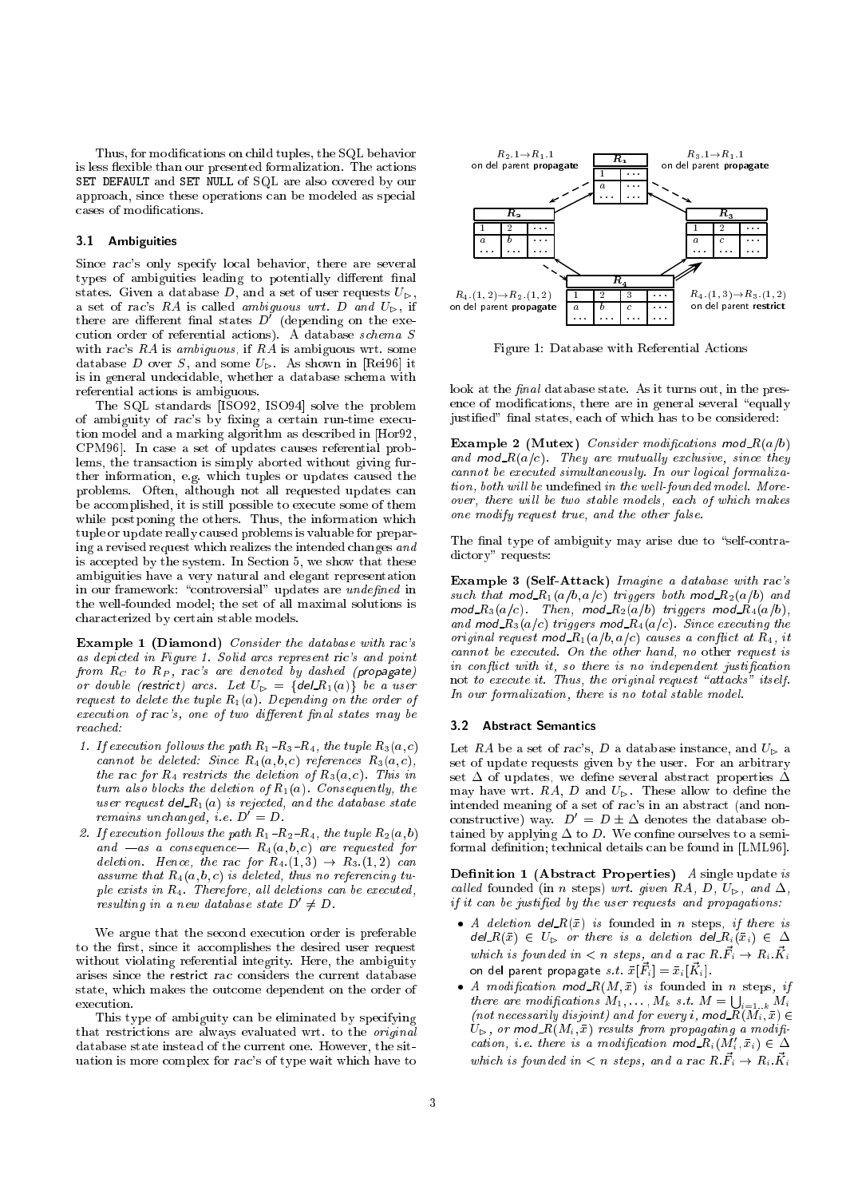Thus, for modifications on child tuples, the SQL behavior is less flexible than our presented formalization. The actions `SET DEFAULT` and `SET NULL` of SQL are also covered by our approach, since these operations can be modeled as special cases of modifications.

### 3.1 Ambiguities

Since *rac*'s only specify local behavior, there are several types of ambiguities leading to potentially different final states. Given a database $D$, and a set of user requests $U_{\triangleright}$, a set of rac's $RA$ is called *ambiguous wrt. D and* $U_{\triangleright}$, if there are different final states $D'$ (depending on the execution order of referential actions). A database *schema* $S$ with rac's $RA$ is *ambiguous*, if $RA$ is ambiguous wrt. some database $D$ over $S$, and some $U_{\triangleright}$. As shown in [Rei96] it is in general undecidable, whether a database schema with referential actions is ambiguous.

The SQL standards [ISO92, ISO94] solve the problem of ambiguity of rac's by fixing a certain run-time execution model and a marking algorithm as described in [Hor92, CPM96]. In case a set of updates causes referential problems, the transaction is simply aborted without giving further information, e.g. which tuples or updates caused the problems. Often, although not all requested updates can be accomplished, it is still possible to execute some of them while postponing the others. Thus, the information which tuple or update really caused problems is valuable for preparing a revised request which realizes the intended changes *and* is accepted by the system. In Section 5, we show that these ambiguities have a very natural and elegant representation in our framework: "controversial" updates are *undefined* in the well-founded model; the set of all maximal solutions is characterized by certain stable models.

**Example 1 (Diamond)** *Consider the database with* rac*'s as depicted in Figure 1. Solid arcs represent* ric*'s and point from $R_C$ to $R_P$,* rac*'s are denoted by dashed* (propagate) *or double* (restrict) *arcs. Let $U_{\triangleright} = \{del\_R_1(a)\}$ be a user request to delete the tuple $R_1(a)$. Depending on the order of execution of* rac*'s, one of two different final states may be reached:*

1. *If execution follows the path $R_1$–$R_3$–$R_4$, the tuple $R_3(a,c)$ cannot be deleted: Since $R_4(a,b,c)$ references $R_3(a,c)$, the* rac *for $R_4$ restricts the deletion of $R_3(a,c)$. This in turn also blocks the deletion of $R_1(a)$. Consequently, the user request $del\_R_1(a)$ is rejected, and the database state remains unchanged, i.e. $D' = D$.*
2. *If execution follows the path $R_1$–$R_2$–$R_4$, the tuple $R_2(a,b)$ and —as a consequence— $R_4(a,b,c)$ are requested for deletion. Hence, the* rac *for $R_4.(1,3) \to R_3.(1,2)$ can assume that $R_4(a,b,c)$ is deleted, thus no referencing tuple exists in $R_4$. Therefore, all deletions can be executed, resulting in a new database state $D' \neq D$.*

We argue that the second execution order is preferable to the first, since it accomplishes the desired user request without violating referential integrity. Here, the ambiguity arises since the restrict *rac* considers the current database state, which makes the outcome dependent on the order of execution.

This type of ambiguity can be eliminated by specifying that restrictions are always evaluated wrt. to the *original* database state instead of the current one. However, the situation is more complex for *rac*'s of type wait which have to look at the *final* database state. As it turns out, in the presence of modifications, there are in general several "equally justified" final states, each of which has to be considered:

Figure 1: Database with Referential Actions

**Example 2 (Mutex)** *Consider modifications $mod\_R(a/b)$ and $mod\_R(a/c)$. They are mutually exclusive, since they cannot be executed simultaneously. In our logical formalization, both will be* undefined *in the well-founded model. Moreover, there will be two stable models, each of which makes one modify request true, and the other false.*

The final type of ambiguity may arise due to "self-contradictory" requests:

**Example 3 (Self-Attack)** *Imagine a database with* rac*'s such that $mod\_R_1(a/b, a/c)$ triggers both $mod\_R_2(a/b)$ and $mod\_R_3(a/c)$. Then, $mod\_R_2(a/b)$ triggers $mod\_R_4(a/b)$, and $mod\_R_3(a/c)$ triggers $mod\_R_4(a/c)$. Since executing the original request $mod\_R_1(a/b, a/c)$ causes a conflict at $R_4$, it cannot be executed. On the other hand, no other request is in conflict with it, so there is no independent justification not to execute it. Thus, the original request "attacks" itself. In our formalization, there is no total stable model.*

### 3.2 Abstract Semantics

Let $RA$ be a set of rac's, $D$ a database instance, and $U_{\triangleright}$ a set of update requests given by the user. For an arbitrary set $\Delta$ of updates, we define several abstract properties $\Delta$ may have wrt. $RA$, $D$ and $U_{\triangleright}$. These allow to define the intended meaning of a set of rac's in an abstract (and non-constructive) way. $D' = D \pm \Delta$ denotes the database obtained by applying $\Delta$ to $D$. We confine ourselves to a semi-formal definition; technical details can be found in [LML96].

**Definition 1 (Abstract Properties)** *A single update is called* founded *(in $n$ steps) wrt. given $RA$, $D$, $U_{\triangleright}$, and $\Delta$, if it can be justified by the user requests and propagations:*

- *A deletion $del\_R(\bar{x})$ is founded in $n$ steps, if there is $del\_R(\bar{x}) \in U_{\triangleright}$ or there is a deletion $del\_R_i(\bar{x}_i) \in \Delta$ which is founded in $< n$ steps, and a* rac *$R.\vec{F}_i \to R_i.\vec{K}_i$* on del parent propagate *s.t. $\bar{x}[\vec{F}_i] = \bar{x}_i[\vec{K}_i]$.*
- *A modification $mod\_R(M, \bar{x})$ is founded in $n$ steps, if there are modifications $M_1, \dots, M_k$ s.t. $M = \bigcup_{i=1..k} M_i$ (not necessarily disjoint) and for every $i$, $mod\_R(M_i, \bar{x}) \in U_{\triangleright}$, or $mod\_R(M_i, \bar{x})$ results from propagating a modification, i.e. there is a modification $mod\_R_i(M'_i, \bar{x}_i) \in \Delta$ which is founded in $< n$ steps, and a* rac *$R.\vec{F}_i \to R_i.\vec{K}_i$*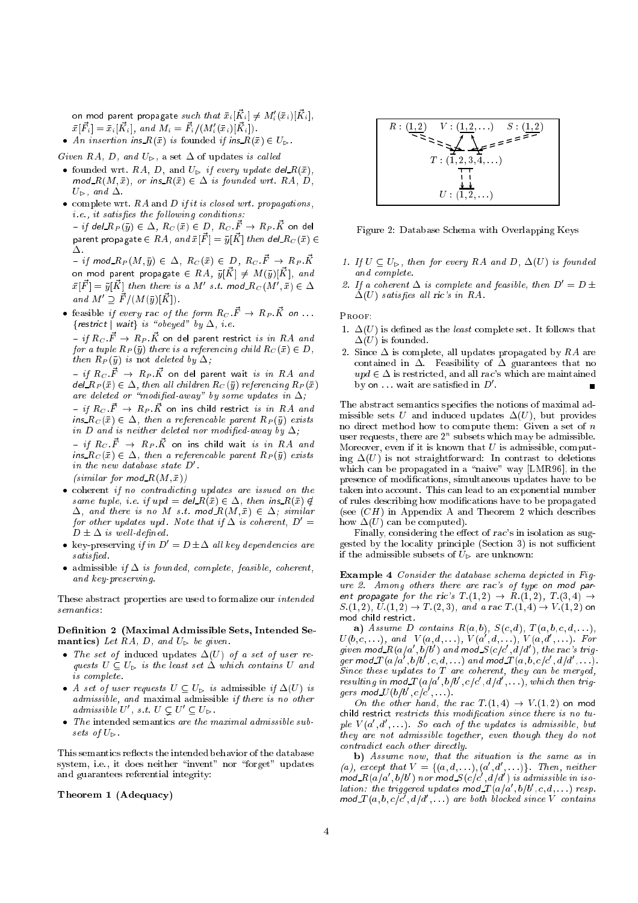on mod parent propagate *such that* $\bar{x}_i[\vec{K}_i] \neq M'_i(\bar{x}_i)[\vec{K}_i]$, $\bar{x}[\vec{F}_i] = \bar{x}_i[\vec{K}_i]$, *and* $M_i = \vec{F}_i/(M'_i(\bar{x}_i)[\vec{K}_i])$.

- *An insertion* ins_$R(\bar{x})$ *is* founded *if* ins_$R(\bar{x}) \in U_\triangleright$.

*Given* $RA$, $D$, *and* $U_\triangleright$, *a set* $\Delta$ *of updates is called*

- founded *wrt.* $RA$, $D$, *and* $U_\triangleright$ *if every update* del_$R(\bar{x})$, mod_$R(M, \bar{x})$, *or* ins_$R(\bar{x}) \in \Delta$ *is founded wrt.* $RA$, $D$, $U_\triangleright$, *and* $\Delta$.
- complete *wrt.* $RA$ *and* $D$ *if it is closed wrt. propagations, i.e., it satisfies the following conditions:*
  – *if* del_$R_P(\bar{y}) \in \Delta$, $R_C(\bar{x}) \in D$, $R_C.\vec{F} \to R_P.\vec{K}$ on del parent propagate $\in RA$, *and* $\bar{x}[\vec{F}] = \bar{y}[\vec{K}]$ *then* del_$R_C(\bar{x}) \in \Delta$.
  – *if* mod_$R_P(M, \bar{y}) \in \Delta$, $R_C(\bar{x}) \in D$, $R_C.\vec{F} \to R_P.\vec{K}$ on mod parent propagate $\in RA$, $\bar{y}[\vec{K}] \neq M(\bar{y})[\vec{K}]$, *and* $\bar{x}[\vec{F}] = \bar{y}[\vec{K}]$ *then there is a* $M'$ *s.t.* mod_$R_C(M', \bar{x}) \in \Delta$ *and* $M' \supseteq \vec{F}/(M(\bar{y})[\vec{K}])$.
- feasible *if every rac of the form* $R_C.\vec{F} \to R_P.\vec{K}$ on ... {restrict | wait} *is "obeyed" by* $\Delta$, *i.e.*
  – *if* $R_C.\vec{F} \to R_P.\vec{K}$ on del parent restrict *is in* $RA$ *and for a tuple* $R_P(\bar{y})$ *there is a referencing child* $R_C(\bar{x}) \in D$, *then* $R_P(\bar{y})$ *is not deleted by* $\Delta$;
  – *if* $R_C.\vec{F} \to R_P.\vec{K}$ on del parent wait *is in* $RA$ *and* del_$R_P(\bar{x}) \in \Delta$, *then all children* $R_C(\bar{y})$ *referencing* $R_P(\bar{x})$ *are deleted or "modified-away" by some updates in* $\Delta$;
  – *if* $R_C.\vec{F} \to R_P.\vec{K}$ on ins child restrict *is in* $RA$ *and* ins_$R_C(\bar{x}) \in \Delta$, *then a referencable parent* $R_P(\bar{y})$ *exists in* $D$ *and is neither deleted nor modified-away by* $\Delta$;
  – *if* $R_C.\vec{F} \to R_P.\vec{K}$ on ins child wait *is in* $RA$ *and* ins_$R_C(\bar{x}) \in \Delta$, *then a referencable parent* $R_P(\bar{y})$ *exists in the new database state* $D'$.
  *(similar for* mod_$R(M, \bar{x})$*)*
- coherent *if no contradicting updates are issued on the same tuple, i.e. if* $upd =$ del_$R(\bar{x}) \in \Delta$, *then* ins_$R(\bar{x}) \notin \Delta$, *and there is no* $M$ *s.t.* mod_$R(M, \bar{x}) \in \Delta$; *similar for other updates* $upd$. *Note that if* $\Delta$ *is coherent,* $D' = D \pm \Delta$ *is well-defined.*
- key-preserving *if in* $D' = D \pm \Delta$ *all key dependencies are satisfied.*
- admissible *if* $\Delta$ *is founded, complete, feasible, coherent, and key-preserving.*

These abstract properties are used to formalize our *intended semantics*:

**Definition 2 (Maximal Admissible Sets, Intended Semantics)** *Let* $RA$, $D$, *and* $U_\triangleright$ *be given.*

- *The set of* induced updates $\Delta(U)$ *of a set of user requests* $U \subseteq U_\triangleright$ *is the least set* $\Delta$ *which contains* $U$ *and is complete.*
- *A set of user requests* $U \subseteq U_\triangleright$ *is* admissible *if* $\Delta(U)$ *is admissible, and* maximal admissible *if there is no other admissible* $U'$, *s.t.* $U \subsetneq U' \subseteq U_\triangleright$.
- *The* intended semantics *are the maximal admissible subsets of* $U_\triangleright$.

This semantics reflects the intended behavior of the database system, i.e., it does neither "invent" nor "forget" updates and guarantees referential integrity:

**Theorem 1 (Adequacy)**

Figure 2: Database Schema with Overlapping Keys

1. *If* $U \subseteq U_\triangleright$, *then for every* $RA$ *and* $D$, $\Delta(U)$ *is founded and complete.*
2. *If a coherent* $\Delta$ *is complete and feasible, then* $D' = D \pm \Delta(U)$ *satisfies all ric's in* $RA$.

Proof:

1. $\Delta(U)$ is defined as the *least* complete set. It follows that $\Delta(U)$ is founded.
2. Since $\Delta$ is complete, all updates propagated by $RA$ are contained in $\Delta$. Feasibility of $\Delta$ guarantees that no $upd \in \Delta$ is restricted, and all $rac$'s which are maintained by on ... wait are satisfied in $D'$. ∎

The abstract semantics specifies the notions of maximal admissible sets $U$ and induced updates $\Delta(U)$, but provides no direct method how to compute them: Given a set of $n$ user requests, there are $2^n$ subsets which may be admissible. Moreover, even if it is known that $U$ is admissible, computing $\Delta(U)$ is not straightforward: In contrast to deletions which can be propagated in a "naive" way [LMR96], in the presence of modifications, simultaneous updates have to be taken into account. This can lead to an exponential number of rules describing how modifications have to be propagated (see $(CH)$ in Appendix A and Theorem 2 which describes how $\Delta(U)$ can be computed).

Finally, considering the effect of $rac$'s in isolation as suggested by the locality principle (Section 3) is not sufficient if the admissible subsets of $U_\triangleright$ are unknown:

**Example 4** *Consider the database schema depicted in Figure 2. Among others there are rac's of type* on mod parent propagate *for the ric's* $T.(1,2) \to R.(1,2)$, $T.(3,4) \to S.(1,2)$, $U.(1,2) \to T.(2,3)$, *and a rac* $T.(1,4) \to V.(1,2)$ on mod child restrict.

**a)** *Assume* $D$ *contains* $R(a,b)$, $S(c,d)$, $T(a,b,c,d,\ldots)$, $U(b,c,\ldots)$, *and* $V(a,d,\ldots)$, $V(a',d,\ldots)$, $V(a,d',\ldots)$. *For given* mod_$R(a/a', b/b')$ *and* mod_$S(c/c', d/d')$, *the rac's trigger* mod_$T(a/a', b/b', c, d, \ldots)$ *and* mod_$T(a, b, c/c', d/d', \ldots)$. *Since these updates to* $T$ *are coherent, they can be merged, resulting in* mod_$T(a/a', b/b', c/c', d/d', \ldots)$, *which then triggers* mod_$U(b/b', c/c', \ldots)$.

*On the other hand, the rac* $T.(1,4) \to V.(1,2)$ *on* mod child restrict *restricts this modification since there is no tuple* $V(a', d', \ldots)$. *So each of the updates is admissible, but they are not admissible together, even though they do not contradict each other directly.*

**b)** *Assume now, that the situation is the same as in (a), except that* $V = \{(a,d,\ldots), (a',d',\ldots)\}$. *Then, neither* mod_$R(a/a', b/b')$ *nor* mod_$S(c/c', d/d')$ *is admissible in isolation: the triggered updates* mod_$T(a/a', b/b', c, d, \ldots)$ *resp.* mod_$T(a, b, c/c', d/d', \ldots)$ *are both blocked since* $V$ *contains*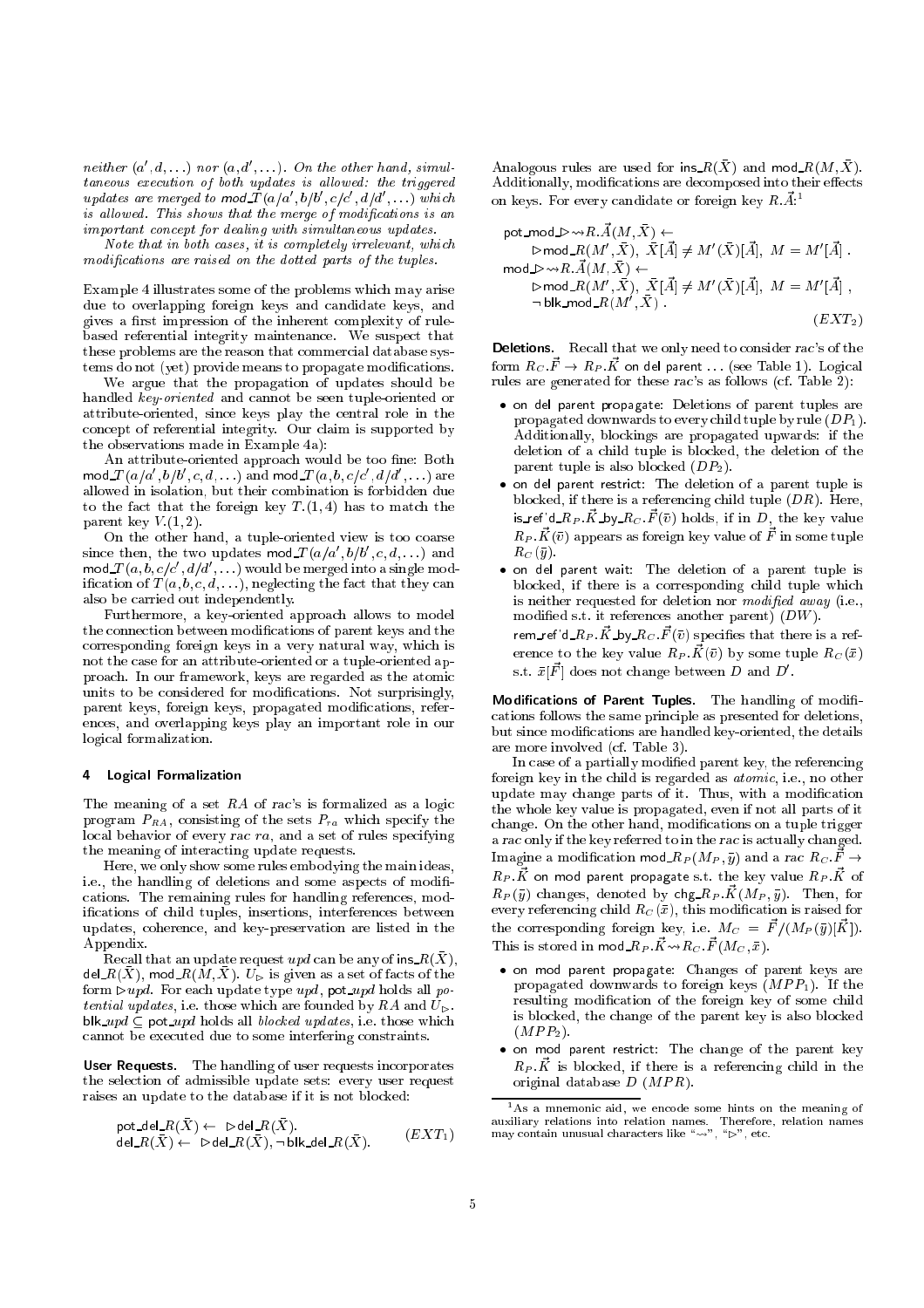*neither* $(a', d, \ldots)$ *nor* $(a, d', \ldots)$. *On the other hand, simultaneous execution of both updates is allowed: the triggered updates are merged to* $\mathsf{mod\_}T(a/a', b/b', c/c', d/d', \ldots)$ *which is allowed. This shows that the merge of modifications is an important concept for dealing with simultaneous updates.*

*Note that in both cases, it is completely irrelevant, which modifications are raised on the dotted parts of the tuples.*

Example 4 illustrates some of the problems which may arise due to overlapping foreign keys and candidate keys, and gives a first impression of the inherent complexity of rule-based referential integrity maintenance. We suspect that these problems are the reason that commercial database systems do not (yet) provide means to propagate modifications.

We argue that the propagation of updates should be handled *key-oriented* and cannot be seen tuple-oriented or attribute-oriented, since keys play the central role in the concept of referential integrity. Our claim is supported by the observations made in Example 4a):

An attribute-oriented approach would be too fine: Both $\mathsf{mod\_}T(a/a', b/b', c, d, \ldots)$ and $\mathsf{mod\_}T(a, b, c/c', d/d', \ldots)$ are allowed in isolation, but their combination is forbidden due to the fact that the foreign key $T.(1,4)$ has to match the parent key $V.(1,2)$.

On the other hand, a tuple-oriented view is too coarse since then, the two updates $\mathsf{mod\_}T(a/a', b/b', c, d, \ldots)$ and $\mathsf{mod\_}T(a, b, c/c', d/d', \ldots)$ would be merged into a single modification of $T(a, b, c, d, \ldots)$, neglecting the fact that they can also be carried out independently.

Furthermore, a key-oriented approach allows to model the connection between modifications of parent keys and the corresponding foreign keys in a very natural way, which is not the case for an attribute-oriented or a tuple-oriented approach. In our framework, keys are regarded as the atomic units to be considered for modifications. Not surprisingly, parent keys, foreign keys, propagated modifications, references, and overlapping keys play an important role in our logical formalization.

## 4 Logical Formalization

The meaning of a set $RA$ of *rac*'s is formalized as a logic program $P_{RA}$, consisting of the sets $P_{ra}$ which specify the local behavior of every *rac* $ra$, and a set of rules specifying the meaning of interacting update requests.

Here, we only show some rules embodying the main ideas, i.e., the handling of deletions and some aspects of modifications. The remaining rules for handling references, modifications of child tuples, insertions, interferences between updates, coherence, and key-preservation are listed in the Appendix.

Recall that an update request *upd* can be any of $\mathsf{ins\_}R(\bar{X})$, $\mathsf{del\_}R(\bar{X})$, $\mathsf{mod\_}R(M, \bar{X})$. $U_{\triangleright}$ is given as a set of facts of the form $\triangleright upd$. For each update type *upd*, $\mathsf{pot\_}upd$ holds all *potential updates*, i.e. those which are founded by $RA$ and $U_{\triangleright}$. $\mathsf{blk\_}upd \subseteq \mathsf{pot\_}upd$ holds all *blocked updates*, i.e. those which cannot be executed due to some interfering constraints.

**User Requests.** The handling of user requests incorporates the selection of admissible update sets: every user request raises an update to the database if it is not blocked:

$$\begin{array}{ll} \mathsf{pot\_del\_}R(\bar{X}) \leftarrow \ \triangleright\mathsf{del\_}R(\bar{X}). & \\ \mathsf{del\_}R(\bar{X}) \leftarrow \ \triangleright\mathsf{del\_}R(\bar{X}), \neg\,\mathsf{blk\_del\_}R(\bar{X}). & (EXT_1) \end{array}$$

Analogous rules are used for $\mathsf{ins\_}R(\bar{X})$ and $\mathsf{mod\_}R(M, \bar{X})$. Additionally, modifications are decomposed into their effects on keys. For every candidate or foreign key $R.\vec{A}$:[1]

$$\begin{array}{l} \mathsf{pot\_mod\_}\triangleright\!\rightsquigarrow\! R.\vec{A}(M, \bar{X}) \leftarrow \\ \quad \triangleright\mathsf{mod\_}R(M', \bar{X}),\ \bar{X}[\vec{A}] \neq M'(\bar{X})[\vec{A}],\ M = M'[\vec{A}]\ . \\ \mathsf{mod\_}\triangleright\!\rightsquigarrow\! R.\vec{A}(M, \bar{X}) \leftarrow \\ \quad \triangleright\mathsf{mod\_}R(M', \bar{X}),\ \bar{X}[\vec{A}] \neq M'(\bar{X})[\vec{A}],\ M = M'[\vec{A}]\ , \\ \quad \neg\,\mathsf{blk\_mod\_}R(M', \bar{X})\ . \end{array} \qquad (EXT_2)$$

**Deletions.** Recall that we only need to consider *rac*'s of the form $R_C.\vec{F} \rightarrow R_P.\vec{K}$ on del parent ... (see Table 1). Logical rules are generated for these *rac*'s as follows (cf. Table 2):

- on del parent propagate: Deletions of parent tuples are propagated downwards to every child tuple by rule ($DP_1$). Additionally, blockings are propagated upwards: if the deletion of a child tuple is blocked, the deletion of the parent tuple is also blocked ($DP_2$).
- on del parent restrict: The deletion of a parent tuple is blocked, if there is a referencing child tuple ($DR$). Here, $\mathsf{is\_ref'd\_}R_P.\vec{K}\mathsf{\_by\_}R_C.\vec{F}(\bar{v})$ holds, if in $D$, the key value $R_P.\vec{K}(\bar{v})$ appears as foreign key value of $\vec{F}$ in some tuple $R_C(\bar{y})$.
- on del parent wait: The deletion of a parent tuple is blocked, if there is a corresponding child tuple which is neither requested for deletion nor *modified away* (i.e., modified s.t. it references another parent) ($DW$). $\mathsf{rem\_ref'd\_}R_P.\vec{K}\mathsf{\_by\_}R_C.\vec{F}(\bar{v})$ specifies that there is a reference to the key value $R_P.\vec{K}(\bar{v})$ by some tuple $R_C(\bar{x})$ s.t. $\bar{x}[\vec{F}]$ does not change between $D$ and $D'$.

**Modifications of Parent Tuples.** The handling of modifications follows the same principle as presented for deletions, but since modifications are handled key-oriented, the details are more involved (cf. Table 3).

In case of a partially modified parent key, the referencing foreign key in the child is regarded as *atomic*, i.e., no other update may change parts of it. Thus, with a modification the whole key value is propagated, even if not all parts of it change. On the other hand, modifications on a tuple trigger a *rac* only if the key referred to in the *rac* is actually changed. Imagine a modification $\mathsf{mod\_}R_P(M_P, \bar{y})$ and a *rac* $R_C.\vec{F} \rightarrow R_P.\vec{K}$ on mod parent propagate s.t. the key value $R_P.\vec{K}$ of $R_P(\bar{y})$ changes, denoted by $\mathsf{chg\_}R_P.\vec{K}(M_P, \bar{y})$. Then, for every referencing child $R_C(\bar{x})$, this modification is raised for the corresponding foreign key, i.e. $M_C = \vec{F}/(M_P(\bar{y})[\vec{K}])$. This is stored in $\mathsf{mod\_}R_P.\vec{K}\!\rightsquigarrow\! R_C.\vec{F}(M_C, \bar{x})$.

- on mod parent propagate: Changes of parent keys are propagated downwards to foreign keys ($MPP_1$). If the resulting modification of the foreign key of some child is blocked, the change of the parent key is also blocked ($MPP_2$).
- on mod parent restrict: The change of the parent key $R_P.\vec{K}$ is blocked, if there is a referencing child in the original database $D$ ($MPR$).

[1] As a mnemonic aid, we encode some hints on the meaning of auxiliary relations into relation names. Therefore, relation names may contain unusual characters like "$\rightsquigarrow$", "$\triangleright$", etc.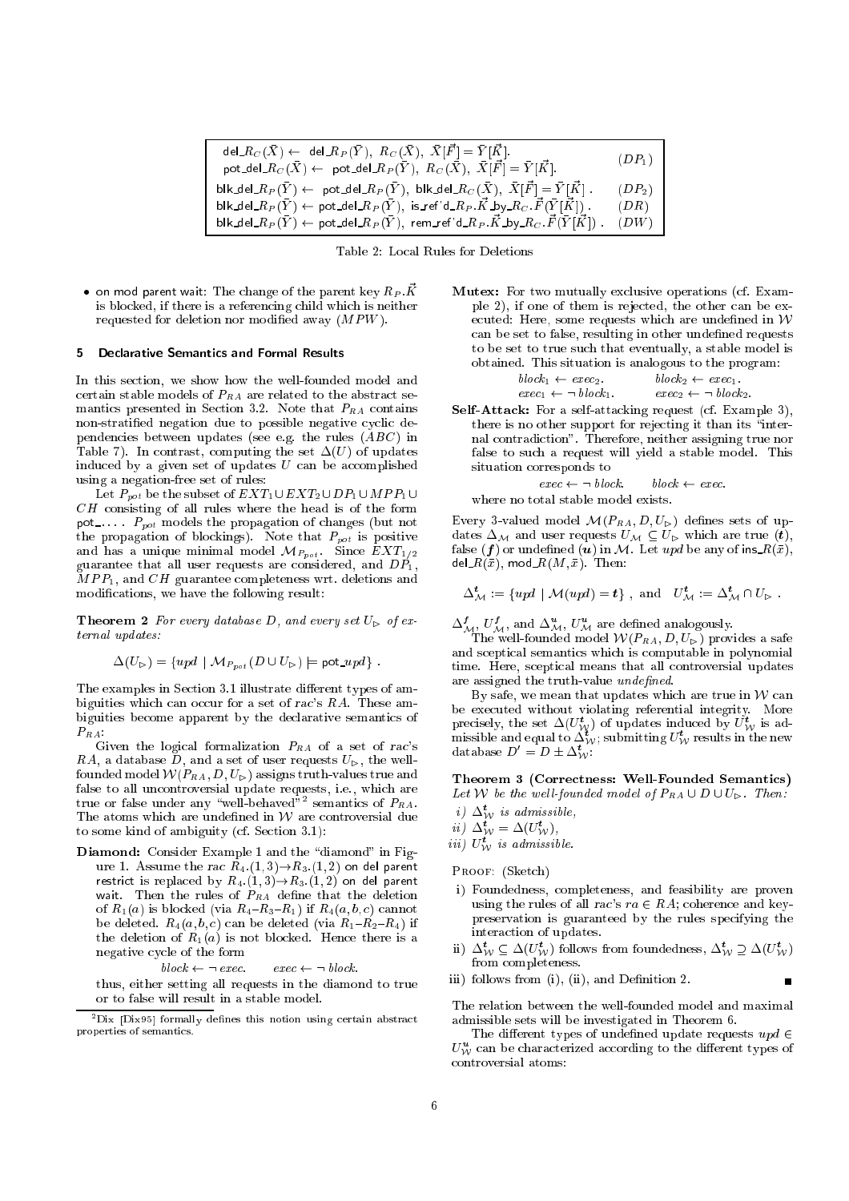| Rule | Label |
|---|---|
| $\mathsf{del\_}R_C(\bar{X}) \leftarrow \mathsf{del\_}R_P(\bar{Y}),\ R_C(\bar{X}),\ \bar{X}[\vec{F}] = \bar{Y}[\vec{K}]$. <br> $\mathsf{pot\_del\_}R_C(\bar{X}) \leftarrow \mathsf{pot\_del\_}R_P(\bar{Y}),\ R_C(\bar{X}),\ \bar{X}[\vec{F}] = \bar{Y}[\vec{K}]$. | $(DP_1)$ |
| $\mathsf{blk\_del\_}R_P(\bar{Y}) \leftarrow \mathsf{pot\_del\_}R_P(\bar{Y}),\ \mathsf{blk\_del\_}R_C(\bar{X}),\ \bar{X}[\vec{F}] = \bar{Y}[\vec{K}]$ . | $(DP_2)$ |
| $\mathsf{blk\_del\_}R_P(\bar{Y}) \leftarrow \mathsf{pot\_del\_}R_P(\bar{Y}),\ \mathsf{is\_ref'd\_}R_P.\vec{K}\mathsf{\_by\_}R_C.\vec{F}(\bar{Y}[\vec{K}])$ . | $(DR)$ |
| $\mathsf{blk\_del\_}R_P(\bar{Y}) \leftarrow \mathsf{pot\_del\_}R_P(\bar{Y}),\ \mathsf{rem\_ref'd\_}R_P.\vec{K}\mathsf{\_by\_}R_C.\vec{F}(\bar{Y}[\vec{K}])$ . | $(DW)$ |

Table 2: Local Rules for Deletions

- on mod parent wait: The change of the parent key $R_P.\vec{K}$ is blocked, if there is a referencing child which is neither requested for deletion nor modified away ($MPW$).

## 5 Declarative Semantics and Formal Results

In this section, we show how the well-founded model and certain stable models of $P_{RA}$ are related to the abstract semantics presented in Section 3.2. Note that $P_{RA}$ contains non-stratified negation due to possible negative cyclic dependencies between updates (see e.g. the rules ($ABC$) in Table 7). In contrast, computing the set $\Delta(U)$ of updates induced by a given set of updates $U$ can be accomplished using a negation-free set of rules:

Let $P_{pot}$ be the subset of $EXT_1 \cup EXT_2 \cup DP_1 \cup MPP_1 \cup CH$ consisting of all rules where the head is of the form pot\_.... $P_{pot}$ models the propagation of changes (but not the propagation of blockings). Note that $P_{pot}$ is positive and has a unique minimal model $\mathcal{M}_{P_{pot}}$. Since $EXT_{1/2}$ guarantee that all user requests are considered, and $DP_1$, $MPP_1$, and $CH$ guarantee completeness wrt. deletions and modifications, we have the following result:

**Theorem 2** *For every database $D$, and every set $U_\triangleright$ of external updates:*

$$\Delta(U_\triangleright) = \{upd \mid \mathcal{M}_{P_{pot}}(D \cup U_\triangleright) \models \mathsf{pot\_}upd\} \ .$$

The examples in Section 3.1 illustrate different types of ambiguities which can occur for a set of *rac*'s $RA$. These ambiguities become apparent by the declarative semantics of $P_{RA}$:

Given the logical formalization $P_{RA}$ of a set of *rac*'s $RA$, a database $D$, and a set of user requests $U_\triangleright$, the well-founded model $\mathcal{W}(P_{RA}, D, U_\triangleright)$ assigns truth-values true and false to all uncontroversial update requests, i.e., which are true or false under any "well-behaved"[2] semantics of $P_{RA}$. The atoms which are undefined in $\mathcal{W}$ are controversial due to some kind of ambiguity (cf. Section 3.1):

**Diamond:** Consider Example 1 and the "diamond" in Figure 1. Assume the *rac* $R_4.(1,3) \rightarrow R_3.(1,2)$ on del parent restrict is replaced by $R_4.(1,3) \rightarrow R_3.(1,2)$ on del parent wait. Then the rules of $P_{RA}$ define that the deletion of $R_1(a)$ is blocked (via $R_4$–$R_3$–$R_1$) if $R_4(a,b,c)$ cannot be deleted. $R_4(a,b,c)$ can be deleted (via $R_1$–$R_2$–$R_4$) if the deletion of $R_1(a)$ is not blocked. Hence there is a negative cycle of the form

$$block \leftarrow \neg\, exec. \qquad exec \leftarrow \neg\, block.$$

thus, either setting all requests in the diamond to true or to false will result in a stable model.

**Mutex:** For two mutually exclusive operations (cf. Example 2), if one of them is rejected, the other can be executed: Here, some requests which are undefined in $\mathcal{W}$ can be set to false, resulting in other undefined requests to be set to true such that eventually, a stable model is obtained. This situation is analogous to the program:

$$block_1 \leftarrow exec_2. \qquad block_2 \leftarrow exec_1.$$
$$exec_1 \leftarrow \neg\, block_1. \qquad exec_2 \leftarrow \neg\, block_2.$$

**Self-Attack:** For a self-attacking request (cf. Example 3), there is no other support for rejecting it than its "internal contradiction". Therefore, neither assigning true nor false to such a request will yield a stable model. This situation corresponds to

$$exec \leftarrow \neg\, block. \qquad block \leftarrow exec.$$

where no total stable model exists.

Every 3-valued model $\mathcal{M}(P_{RA}, D, U_\triangleright)$ defines sets of updates $\Delta_\mathcal{M}$ and user requests $U_\mathcal{M} \subseteq U_\triangleright$ which are true ($\boldsymbol{t}$), false ($\boldsymbol{f}$) or undefined ($\boldsymbol{u}$) in $\mathcal{M}$. Let $upd$ be any of $\mathsf{ins\_}R(\bar{x})$, $\mathsf{del\_}R(\bar{x})$, $\mathsf{mod\_}R(M, \bar{x})$. Then:

$$\Delta^{\boldsymbol{t}}_\mathcal{M} := \{upd \mid \mathcal{M}(upd) = \boldsymbol{t}\} \ , \text{ and } \ U^{\boldsymbol{t}}_\mathcal{M} := \Delta^{\boldsymbol{t}}_\mathcal{M} \cap U_\triangleright \ .$$

$\Delta^{\boldsymbol{f}}_\mathcal{M}$, $U^{\boldsymbol{f}}_\mathcal{M}$, and $\Delta^{\boldsymbol{u}}_\mathcal{M}$, $U^{\boldsymbol{u}}_\mathcal{M}$ are defined analogously.

The well-founded model $\mathcal{W}(P_{RA}, D, U_\triangleright)$ provides a safe and sceptical semantics which is computable in polynomial time. Here, sceptical means that all controversial updates are assigned the truth-value *undefined*.

By safe, we mean that updates which are true in $\mathcal{W}$ can be executed without violating referential integrity. More precisely, the set $\Delta(U^{\boldsymbol{t}}_\mathcal{W})$ of updates induced by $U^{\boldsymbol{t}}_\mathcal{W}$ is admissible and equal to $\Delta^{\boldsymbol{t}}_\mathcal{W}$; submitting $U^{\boldsymbol{t}}_\mathcal{W}$ results in the new database $D' = D \pm \Delta^{\boldsymbol{t}}_\mathcal{W}$:

**Theorem 3 (Correctness: Well-Founded Semantics)** *Let $\mathcal{W}$ be the well-founded model of $P_{RA} \cup D \cup U_\triangleright$. Then:*

*i) $\Delta^{\boldsymbol{t}}_\mathcal{W}$ is admissible,*
*ii) $\Delta^{\boldsymbol{t}}_\mathcal{W} = \Delta(U^{\boldsymbol{t}}_\mathcal{W})$,*
*iii) $U^{\boldsymbol{t}}_\mathcal{W}$ is admissible.*

Proof: (Sketch)

i) Foundedness, completeness, and feasibility are proven using the rules of all *rac*'s $ra \in RA$; coherence and key-preservation is guaranteed by the rules specifying the interaction of updates.

ii) $\Delta^{\boldsymbol{t}}_\mathcal{W} \subseteq \Delta(U^{\boldsymbol{t}}_\mathcal{W})$ follows from foundedness, $\Delta^{\boldsymbol{t}}_\mathcal{W} \supseteq \Delta(U^{\boldsymbol{t}}_\mathcal{W})$ from completeness.

iii) follows from (i), (ii), and Definition 2. ∎

The relation between the well-founded model and maximal admissible sets will be investigated in Theorem 6.

The different types of undefined update requests $upd \in U^{\boldsymbol{u}}_\mathcal{W}$ can be characterized according to the different types of controversial atoms:

[2] [Dix95] formally defines this notion using certain abstract properties of semantics.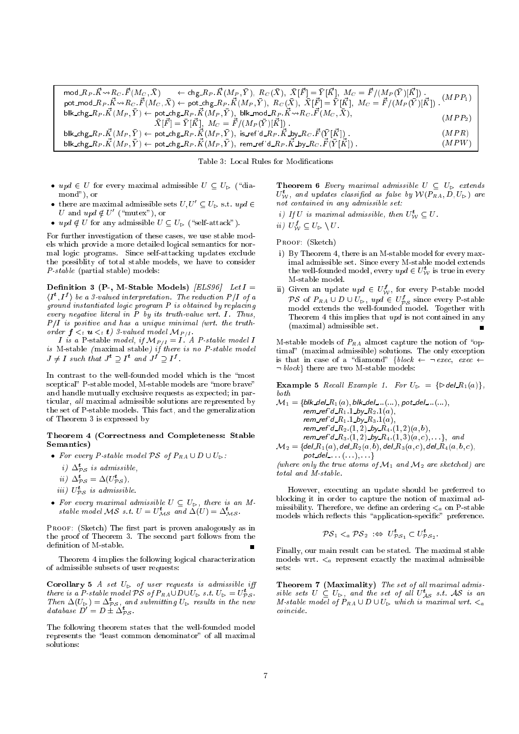| Rule | Label |
|---|---|
| $\mathsf{mod\_}R_P.\vec{K} \rightsquigarrow R_C.\vec{F}(M_C, \bar{X}) \quad \leftarrow \mathsf{chg\_}R_P.\vec{K}(M_P, \bar{Y}),\ R_C(\bar{X}),\ \bar{X}[\vec{F}] = \bar{Y}[\vec{K}],\ M_C = \vec{F}/(M_P(\bar{Y})[\vec{K}])$ . | $(MPP_1)$ |
| $\mathsf{pot\_mod\_}R_P.\vec{K} \rightsquigarrow R_C.\vec{F}(M_C, \bar{X}) \leftarrow \mathsf{pot\_chg\_}R_P.\vec{K}(M_P, \bar{Y}),\ R_C(\bar{X}),\ \bar{X}[\vec{F}] = \bar{Y}[\vec{K}],\ M_C = \vec{F}/(M_P(\bar{Y})[\vec{K}])$ . | $(MPP_1)$ |
| $\mathsf{blk\_chg\_}R_P.\vec{K}(M_P, \bar{Y}) \leftarrow \mathsf{pot\_chg\_}R_P.\vec{K}(M_P, \bar{Y}),\ \mathsf{blk\_mod\_}R_P.\vec{K} \rightsquigarrow R_C.\vec{F}(M_C, \bar{X}),\ \bar{X}[\vec{F}] = \bar{Y}[\vec{K}],\ M_C = \vec{F}/(M_P(\bar{Y})[\vec{K}])$ . | $(MPP_2)$ |
| $\mathsf{blk\_chg\_}R_P.\vec{K}(M_P, \bar{Y}) \leftarrow \mathsf{pot\_chg\_}R_P.\vec{K}(M_P, \bar{Y}),\ \mathsf{is\_ref'd\_}R_P.\vec{K}\mathsf{\_by\_}R_C.\vec{F}(\bar{Y}[\vec{K}])$ . | $(MPR)$ |
| $\mathsf{blk\_chg\_}R_P.\vec{K}(M_P, \bar{Y}) \leftarrow \mathsf{pot\_chg\_}R_P.\vec{K}(M_P, \bar{Y}),\ \mathsf{rem\_ref'd\_}R_P.\vec{K}\mathsf{\_by\_}R_C.\vec{F}(\bar{Y}[\vec{K}])$ . | $(MPW)$ |

Table 3: Local Rules for Modifications

- $upd \in U$ for every maximal admissible $U \subseteq U_\triangleright$ ("diamond"), or
- there are maximal admissible sets $U, U' \subseteq U_\triangleright$ s.t. $upd \in U$ and $upd \notin U'$ ("mutex"), or
- $upd \notin U$ for any admissible $U \subseteq U_\triangleright$ ("self-attack").

For further investigation of these cases, we use stable models which provide a more detailed logical semantics for normal logic programs. Since self-attacking updates exclude the possiblity of total stable models, we have to consider *P-stable* (partial stable) models:

**Definition 3 (P-, M-Stable Models)** [ELS96] *Let $I = \langle I^{\mathbf{t}}, I^{\mathbf{f}} \rangle$ be a 3-valued interpretation. The reduction $P/I$ of a ground instantiated logic program $P$ is obtained by replacing every negative literal in $P$ by its truth-value wrt. $I$. Thus, $P/I$ is positive and has a unique minimal (wrt. the truth-order $\mathbf{f} <_t \mathbf{u} <_t \mathbf{t}$) 3-valued model $\mathcal{M}_{P/I}$.*

*$I$ is a* P-stable *model, if $\mathcal{M}_{P/I} = I$. A P-stable model $I$ is* M-stable *(*maximal stable*) if there is no P-stable model $J \neq I$ such that $J^{\mathbf{t}} \supseteq I^{\mathbf{t}}$ and $J^{\mathbf{f}} \supseteq I^{\mathbf{f}}$.*

In contrast to the well-founded model which is the "most sceptical" P-stable model, M-stable models are "more brave" and handle mutually exclusive requests as expected; in particular, *all* maximal admissible solutions are represented by the set of P-stable models. This fact, and the generalization of Theorem 3 is expressed by

**Theorem 4 (Correctness and Completeness: Stable Semantics)**

- *For every P-stable model $\mathcal{PS}$ of $P_{RA} \cup D \cup U_\triangleright$:*
  - *i) $\Delta^{\mathbf{t}}_{\mathcal{PS}}$ is admissible,*
  - *ii) $\Delta^{\mathbf{t}}_{\mathcal{PS}} = \Delta(U^{\mathbf{t}}_{\mathcal{PS}})$,*
  - *iii) $U^{\mathbf{t}}_{\mathcal{PS}}$ is admissible.*
- *For every maximal admissible $U \subseteq U_\triangleright$, there is an M-stable model $\mathcal{MS}$ s.t. $U = U^{\mathbf{t}}_{\mathcal{MS}}$ and $\Delta(U) = \Delta^{\mathbf{t}}_{\mathcal{MS}}$.*

Proof: (Sketch) The first part is proven analogously as in the proof of Theorem 3. The second part follows from the definition of M-stable. ∎

Theorem 4 implies the following logical characterization of admissible subsets of user requests:

**Corollary 5** *A set $U_\triangleright$ of user requests is admissible iff there is a P-stable model $\mathcal{PS}$ of $P_{RA} \cup D \cup U_\triangleright$ s.t. $U_\triangleright = U^{\mathbf{t}}_{\mathcal{PS}}$. Then $\Delta(U_\triangleright) = \Delta^{\mathbf{t}}_{\mathcal{PS}}$, and submitting $U_\triangleright$ results in the new database $D' = D \pm \Delta^{\mathbf{t}}_{\mathcal{PS}}$.*

The following theorem states that the well-founded model represents the "least common denominator" of all maximal solutions:

**Theorem 6** *Every maximal admissible $U \subseteq U_\triangleright$ extends $U^{\mathbf{t}}_{\mathcal{W}}$, and updates classified as false by $\mathcal{W}(P_{RA}, D, U_\triangleright)$ are not contained in any admissible set:*

*i) If $U$ is maximal admissible, then $U^{\mathbf{t}}_{\mathcal{W}} \subseteq U$.*

*ii) $U^{\mathbf{f}}_{\mathcal{W}} \subseteq U_\triangleright \setminus U$.*

Proof: (Sketch)

- i) By Theorem 4, there is an M-stable model for every maximal admissible set. Since every M-stable model extends the well-founded model, every $upd \in U^{\mathbf{t}}_{\mathcal{W}}$ is true in every M-stable model.
- ii) Given an update $upd \in U^{\mathbf{f}}_{\mathcal{W}}$, for every P-stable model $\mathcal{PS}$ of $P_{RA} \cup D \cup U_\triangleright$, $upd \in U^{\mathbf{f}}_{\mathcal{PS}}$ since every P-stable model extends the well-founded model. Together with Theorem 4 this implies that $upd$ is not contained in any (maximal) admissible set. ∎

M-stable models of $P_{RA}$ almost capture the notion of "optimal" (maximal admissible) solutions. The only exception is that in case of a "diamond" $\{block \leftarrow \neg\, exec,\ exec \leftarrow \neg\, block\}$ there are two M-stable models:

**Example 5** *Recall Example 1. For $U_\triangleright = \{\triangleright \mathsf{del\_}R_1(a)\}$, both*

$\mathcal{M}_1 = \{\mathsf{blk\_del\_}R_1(a), \mathsf{blk\_del\_}..(...), \mathsf{pot\_del\_}..(...),$
$\quad \mathsf{rem\_ref'd\_}R_1.1\mathsf{\_by\_}R_2.1(a),$
$\quad \mathsf{rem\_ref'd\_}R_1.1\mathsf{\_by\_}R_3.1(a),$
$\quad \mathsf{rem\_ref'd\_}R_2.(1,2)\mathsf{\_by\_}R_4.(1,2)(a,b),$
$\quad \mathsf{rem\_ref'd\_}R_3.(1,2)\mathsf{\_by\_}R_4.(1,3)(a,c), \ldots\}$, *and*

$\mathcal{M}_2 = \{\mathsf{del\_}R_1(a), \mathsf{del\_}R_2(a,b), \mathsf{del\_}R_3(a,c), \mathsf{del\_}R_4(a,b,c),$
$\quad \mathsf{pot\_del\_}\ldots(\ldots), \ldots\}$

*(where only the true atoms of $\mathcal{M}_1$ and $\mathcal{M}_2$ are sketched) are total and M-stable.*

However, executing an update should be preferred to blocking it in order to capture the notion of maximal admissibility. Therefore, we define an ordering $<_a$ on P-stable models which reflects this "application-specific" preference.

$$\mathcal{PS}_1 <_a \mathcal{PS}_2 \;:\Leftrightarrow\; U^{\mathbf{t}}_{\mathcal{PS}_1} \subset U^{\mathbf{t}}_{\mathcal{PS}_2}.$$

Finally, our main result can be stated. The maximal stable models wrt. $<_a$ represent exactly the maximal admissible sets:

**Theorem 7 (Maximality)** *The set of all maximal admissible sets $U \subseteq U_\triangleright$, and the set of all $U^{\mathbf{t}}_{\mathcal{AS}}$ s.t. $\mathcal{AS}$ is an M-stable model of $P_{RA} \cup D \cup U_\triangleright$ which is maximal wrt. $<_a$ coincide.*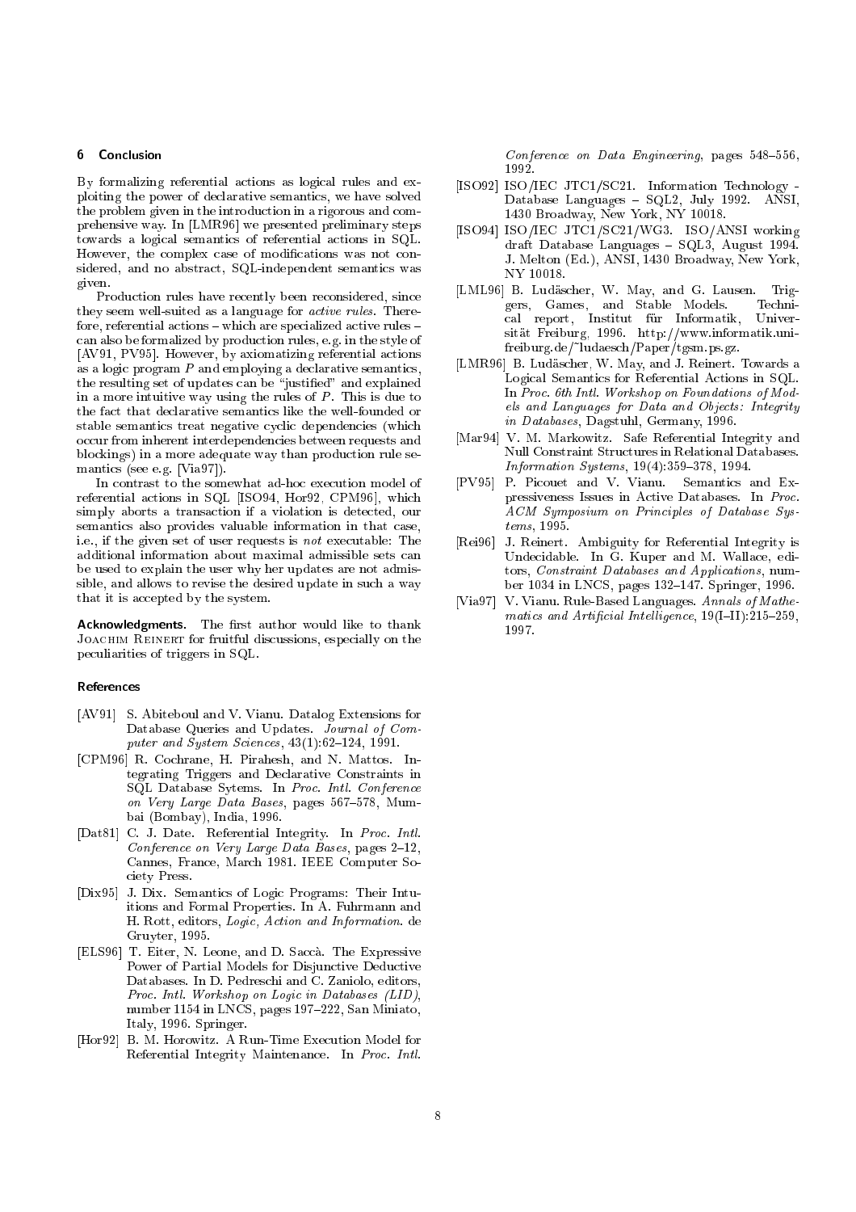## 6 Conclusion

By formalizing referential actions as logical rules and exploiting the power of declarative semantics, we have solved the problem given in the introduction in a rigorous and comprehensive way. In [LMR96] we presented preliminary steps towards a logical semantics of referential actions in SQL. However, the complex case of modifications was not considered, and no abstract, SQL-independent semantics was given.

Production rules have recently been reconsidered, since they seem well-suited as a language for *active rules*. Therefore, referential actions – which are specialized active rules – can also be formalized by production rules, e.g. in the style of [AV91, PV95]. However, by axiomatizing referential actions as a logic program $P$ and employing a declarative semantics, the resulting set of updates can be "justified" and explained in a more intuitive way using the rules of $P$. This is due to the fact that declarative semantics like the well-founded or stable semantics treat negative cyclic dependencies (which occur from inherent interdependencies between requests and blockings) in a more adequate way than production rule semantics (see e.g. [Via97]).

In contrast to the somewhat ad-hoc execution model of referential actions in SQL [ISO94, Hor92, CPM96], which simply aborts a transaction if a violation is detected, our semantics also provides valuable information in that case, i.e., if the given set of user requests is *not* executable: The additional information about maximal admissible sets can be used to explain the user why her updates are not admissible, and allows to revise the desired update in such a way that it is accepted by the system.

**Acknowledgments.** The first author would like to thank Joachim Reinert for fruitful discussions, especially on the peculiarities of triggers in SQL.

### References

[AV91] S. Abiteboul and V. Vianu. Datalog Extensions for Database Queries and Updates. *Journal of Computer and System Sciences*, 43(1):62–124, 1991.

[CPM96] R. Cochrane, H. Pirahesh, and N. Mattos. Integrating Triggers and Declarative Constraints in SQL Database Sytems. In *Proc. Intl. Conference on Very Large Data Bases*, pages 567–578, Mumbai (Bombay), India, 1996.

[Dat81] C. J. Date. Referential Integrity. In *Proc. Intl. Conference on Very Large Data Bases*, pages 2–12, Cannes, France, March 1981. IEEE Computer Society Press.

[Dix95] J. Dix. Semantics of Logic Programs: Their Intuitions and Formal Properties. In A. Fuhrmann and H. Rott, editors, *Logic, Action and Information*. de Gruyter, 1995.

[ELS96] T. Eiter, N. Leone, and D. Saccà. The Expressive Power of Partial Models for Disjunctive Deductive Databases. In D. Pedreschi and C. Zaniolo, editors, *Proc. Intl. Workshop on Logic in Databases (LID)*, number 1154 in LNCS, pages 197–222, San Miniato, Italy, 1996. Springer.

[Hor92] B. M. Horowitz. A Run-Time Execution Model for Referential Integrity Maintenance. In *Proc. Intl. Conference on Data Engineering*, pages 548–556, 1992.

[ISO92] ISO/IEC JTC1/SC21. Information Technology - Database Languages – SQL2, July 1992. ANSI, 1430 Broadway, New York, NY 10018.

[ISO94] ISO/IEC JTC1/SC21/WG3. ISO/ANSI working draft Database Languages – SQL3, August 1994. J. Melton (Ed.), ANSI, 1430 Broadway, New York, NY 10018.

[LML96] B. Ludäscher, W. May, and G. Lausen. Triggers, Games, and Stable Models. Technical report, Institut für Informatik, Universität Freiburg, 1996. http://www.informatik.uni-freiburg.de/~ludaesch/Paper/tgsm.ps.gz.

[LMR96] B. Ludäscher, W. May, and J. Reinert. Towards a Logical Semantics for Referential Actions in SQL. In *Proc. 6th Intl. Workshop on Foundations of Models and Languages for Data and Objects: Integrity in Databases*, Dagstuhl, Germany, 1996.

[Mar94] V. M. Markowitz. Safe Referential Integrity and Null Constraint Structures in Relational Databases. *Information Systems*, 19(4):359–378, 1994.

[PV95] P. Picouet and V. Vianu. Semantics and Expressiveness Issues in Active Databases. In *Proc. ACM Symposium on Principles of Database Systems*, 1995.

[Rei96] J. Reinert. Ambiguity for Referential Integrity is Undecidable. In G. Kuper and M. Wallace, editors, *Constraint Databases and Applications*, number 1034 in LNCS, pages 132–147. Springer, 1996.

[Via97] V. Vianu. Rule-Based Languages. *Annals of Mathematics and Artificial Intelligence*, 19(I–II):215–259, 1997.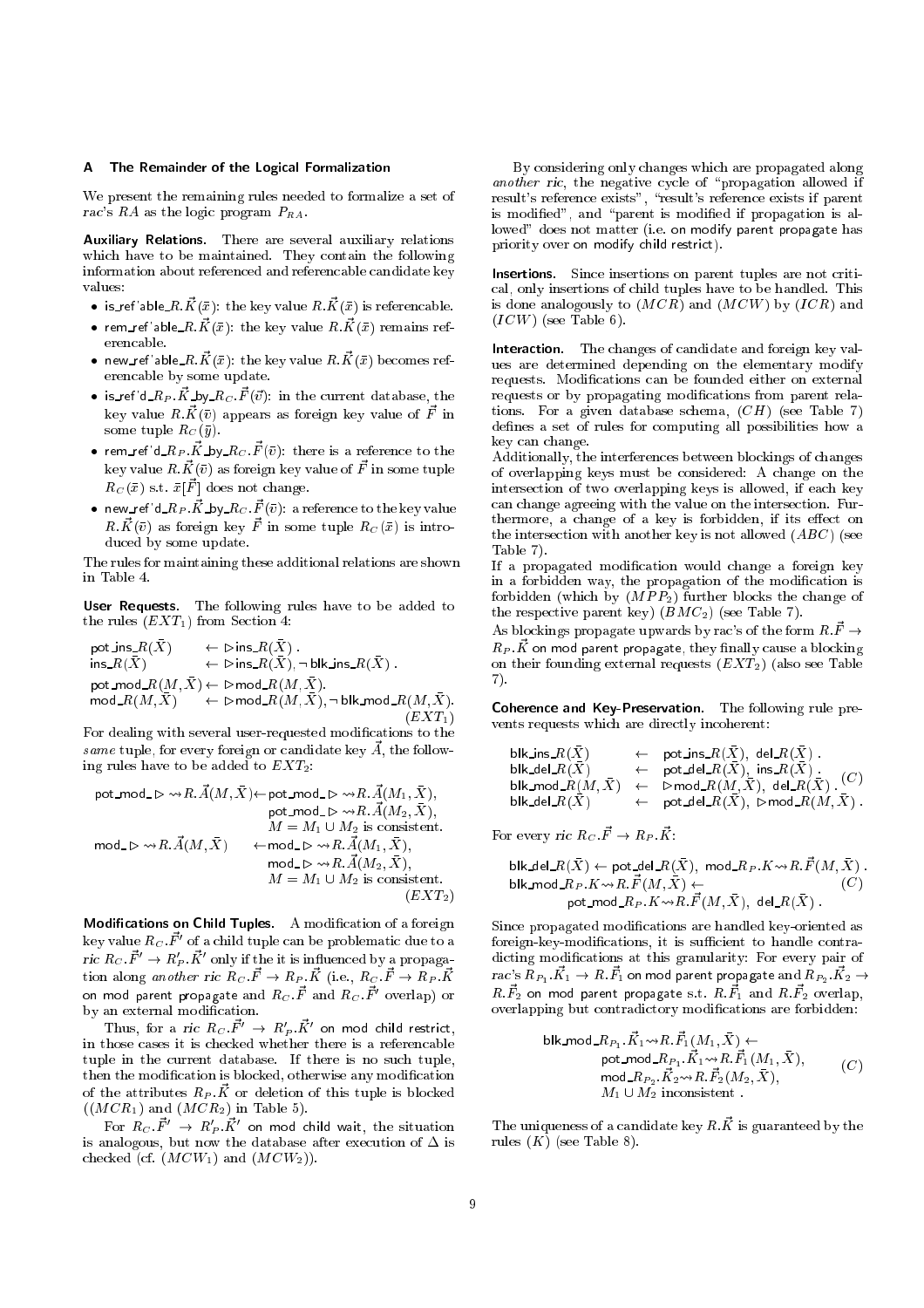## A The Remainder of the Logical Formalization

We present the remaining rules needed to formalize a set of *rac*'s $RA$ as the logic program $P_{RA}$.

**Auxiliary Relations.** There are several auxiliary relations which have to be maintained. They contain the following information about referenced and referencable candidate key values:

- $\mathsf{is\_ref'able\_}R.\vec{K}(\bar{x})$: the key value $R.\vec{K}(\bar{x})$ is referencable.
- $\mathsf{rem\_ref'able\_}R.\vec{K}(\bar{x})$: the key value $R.\vec{K}(\bar{x})$ remains referencable.
- $\mathsf{new\_ref'able\_}R.\vec{K}(\bar{x})$: the key value $R.\vec{K}(\bar{x})$ becomes referencable by some update.
- $\mathsf{is\_ref'd\_}R_P.\vec{K}\mathsf{\_by\_}R_C.\vec{F}(\bar{v})$: in the current database, the key value $R.\vec{K}(\bar{v})$ appears as foreign key value of $\vec{F}$ in some tuple $R_C(\bar{y})$.
- $\mathsf{rem\_ref'd\_}R_P.\vec{K}\mathsf{\_by\_}R_C.\vec{F}(\bar{v})$: there is a reference to the key value $R.\vec{K}(\bar{v})$ as foreign key value of $\vec{F}$ in some tuple $R_C(\bar{x})$ s.t. $\bar{x}[\vec{F}]$ does not change.
- $\mathsf{new\_ref'd\_}R_P.\vec{K}\mathsf{\_by\_}R_C.\vec{F}(\bar{v})$: a reference to the key value $R.\vec{K}(\bar{v})$ as foreign key $\vec{F}$ in some tuple $R_C(\bar{x})$ is introduced by some update.

The rules for maintaining these additional relations are shown in Table 4.

**User Requests.** The following rules have to be added to the rules $(EXT_1)$ from Section 4:

$$
\begin{array}{lll}
\mathsf{pot\_ins\_}R(\bar{X}) & \leftarrow & \triangleright\mathsf{ins\_}R(\bar{X})\,. \\
\mathsf{ins\_}R(\bar{X}) & \leftarrow & \triangleright\mathsf{ins\_}R(\bar{X}), \neg\,\mathsf{blk\_ins\_}R(\bar{X})\,. \\
\mathsf{pot\_mod\_}R(M,\bar{X}) & \leftarrow & \triangleright\mathsf{mod\_}R(M,\bar{X}). \\
\mathsf{mod\_}R(M,\bar{X}) & \leftarrow & \triangleright\mathsf{mod\_}R(M,\bar{X}), \neg\,\mathsf{blk\_mod\_}R(M,\bar{X}).
\end{array}
\quad (EXT_1)
$$

For dealing with several user-requested modifications to the *same* tuple, for every foreign or candidate key $\vec{A}$, the following rules have to be added to $EXT_2$:

$$
\begin{array}{lll}
\mathsf{pot\_mod\_}\triangleright\rightsquigarrow R.\vec{A}(M,\bar{X}) & \leftarrow & \mathsf{pot\_mod\_}\triangleright\rightsquigarrow R.\vec{A}(M_1,\bar{X}), \\
 & & \mathsf{pot\_mod\_}\triangleright\rightsquigarrow R.\vec{A}(M_2,\bar{X}), \\
 & & M = M_1 \cup M_2 \text{ is consistent.} \\
\mathsf{mod\_}\triangleright\rightsquigarrow R.\vec{A}(M,\bar{X}) & \leftarrow & \mathsf{mod\_}\triangleright\rightsquigarrow R.\vec{A}(M_1,\bar{X}), \\
 & & \mathsf{mod\_}\triangleright\rightsquigarrow R.\vec{A}(M_2,\bar{X}), \\
 & & M = M_1 \cup M_2 \text{ is consistent.}
\end{array}
\quad (EXT_2)
$$

**Modifications on Child Tuples.** A modification of a foreign key value $R_C.\vec{F'}$ of a child tuple can be problematic due to a *ric* $R_C.\vec{F'} \to R'_P.\vec{K'}$ only if the it is influenced by a propagation along *another ric* $R_C.\vec{F} \to R_P.\vec{K}$ (i.e., $R_C.\vec{F} \to R_P.\vec{K}$ on mod parent propagate and $R_C.\vec{F}$ and $R_C.\vec{F'}$ overlap) or by an external modification.

Thus, for a *ric* $R_C.\vec{F'} \to R'_P.\vec{K'}$ on mod child restrict, in those cases it is checked whether there is a referencable tuple in the current database. If there is no such tuple, then the modification is blocked, otherwise any modification of the attributes $R_P.\vec{K}$ or deletion of this tuple is blocked ($(MCR_1)$ and $(MCR_2)$ in Table 5).

For $R_C.\vec{F'} \to R'_P.\vec{K'}$ on mod child wait, the situation is analogous, but now the database after execution of $\Delta$ is checked (cf. $(MCW_1)$ and $(MCW_2)$).

By considering only changes which are propagated along *another ric*, the negative cycle of "propagation allowed if result's reference exists", "result's reference exists if parent is modified", and "parent is modified if propagation is allowed" does not matter (i.e. on modify parent propagate has priority over on modify child restrict).

**Insertions.** Since insertions on parent tuples are not critical, only insertions of child tuples have to be handled. This is done analogously to $(MCR)$ and $(MCW)$ by $(ICR)$ and $(ICW)$ (see Table 6).

**Interaction.** The changes of candidate and foreign key values are determined depending on the elementary modify requests. Modifications can be founded either on external requests or by propagating modifications from parent relations. For a given database schema, $(CH)$ (see Table 7) defines a set of rules for computing all possibilities how a key can change.

Additionally, the interferences between blockings of changes of overlapping keys must be considered: A change on the intersection of two overlapping keys is allowed, if each key can change agreeing with the value on the intersection. Furthermore, a change of a key is forbidden, if its effect on the intersection with another key is not allowed $(ABC)$ (see Table 7).

If a propagated modification would change a foreign key in a forbidden way, the propagation of the modification is forbidden (which by $(MPP_2)$ further blocks the change of the respective parent key) $(BMC_2)$ (see Table 7).

As blockings propagate upwards by rac's of the form $R.\vec{F} \to R_P.\vec{K}$ on mod parent propagate, they finally cause a blocking on their founding external requests $(EXT_2)$ (also see Table 7).

**Coherence and Key-Preservation.** The following rule prevents requests which are directly incoherent:

$$
\begin{array}{lll}
\mathsf{blk\_ins\_}R(\bar{X}) & \leftarrow & \mathsf{pot\_ins\_}R(\bar{X}),\ \mathsf{del\_}R(\bar{X})\,. \\
\mathsf{blk\_del\_}R(\bar{X}) & \leftarrow & \mathsf{pot\_del\_}R(\bar{X}),\ \mathsf{ins\_}R(\bar{X})\,. \\
\mathsf{blk\_mod\_}R(M,\bar{X}) & \leftarrow & \triangleright\mathsf{mod\_}R(M,\bar{X}),\ \mathsf{del\_}R(\bar{X})\,. \\
\mathsf{blk\_del\_}R(\bar{X}) & \leftarrow & \mathsf{pot\_del\_}R(\bar{X}),\ \triangleright\mathsf{mod\_}R(M,\bar{X})\,.
\end{array}
\quad (C)
$$

For every *ric* $R_C.\vec{F} \to R_P.\vec{K}$:

$$
\begin{array}{l}
\mathsf{blk\_del\_}R(\bar{X}) \leftarrow \mathsf{pot\_del\_}R(\bar{X}),\ \mathsf{mod\_}R_P.K\rightsquigarrow R.\vec{F}(M,\bar{X})\,. \\
\mathsf{blk\_mod\_}R_P.K\rightsquigarrow R.\vec{F}(M,\bar{X}) \leftarrow \\
\qquad \mathsf{pot\_mod\_}R_P.K\rightsquigarrow R.\vec{F}(M,\bar{X}),\ \mathsf{del\_}R(\bar{X})\,.
\end{array}
\quad (C)
$$

Since propagated modifications are handled key-oriented as foreign-key-modifications, it is sufficient to handle contradicting modifications at this granularity: For every pair of *rac*'s $R_{P_1}.\vec{K_1} \to R.\vec{F_1}$ on mod parent propagate and $R_{P_2}.\vec{K_2} \to R.\vec{F_2}$ on mod parent propagate s.t. $R.\vec{F_1}$ and $R.\vec{F_2}$ overlap, overlapping but contradictory modifications are forbidden:

$$
\begin{array}{l}
\mathsf{blk\_mod\_}R_{P_1}.\vec{K_1}\rightsquigarrow R.\vec{F_1}(M_1,\bar{X}) \leftarrow \\
\qquad \mathsf{pot\_mod\_}R_{P_1}.\vec{K_1}\rightsquigarrow R.\vec{F_1}(M_1,\bar{X}), \\
\qquad \mathsf{mod\_}R_{P_2}.\vec{K_2}\rightsquigarrow R.\vec{F_2}(M_2,\bar{X}), \\
\qquad M_1 \cup M_2 \text{ inconsistent}\,.
\end{array}
\quad (C)
$$

The uniqueness of a candidate key $R.\vec{K}$ is guaranteed by the rules $(K)$ (see Table 8).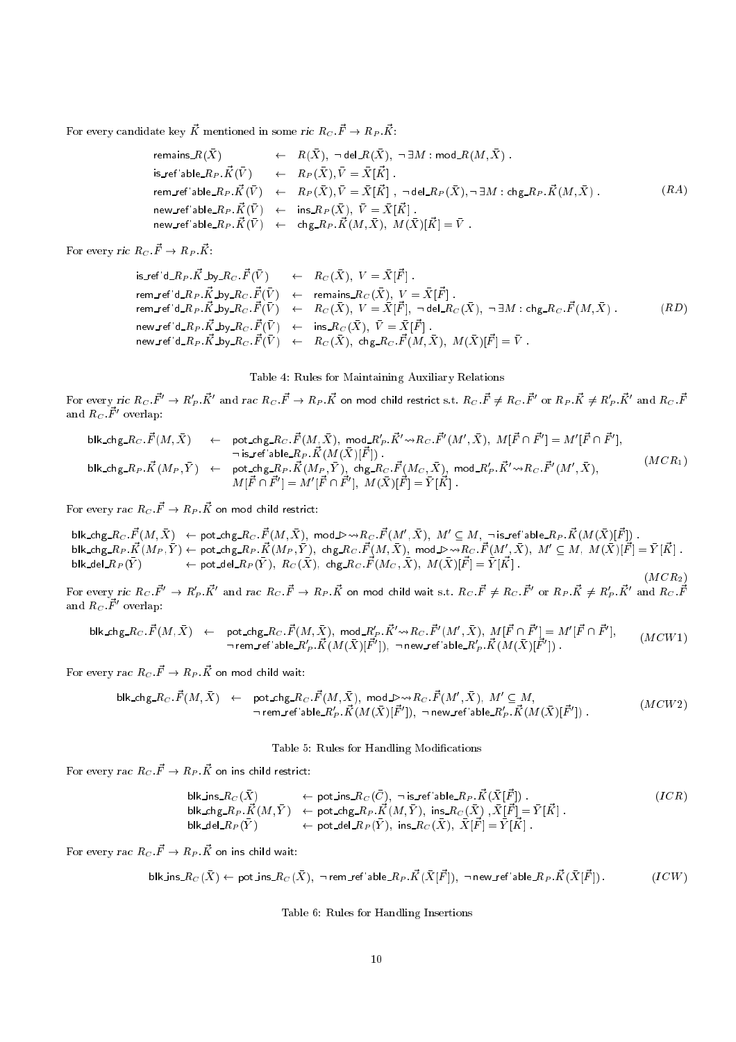For every candidate key $\vec{K}$ mentioned in some *ric* $R_C.\vec{F} \to R_P.\vec{K}$:

$$
\begin{array}{lcl}
\mathsf{remains\_}R(\bar{X}) & \leftarrow & R(\bar{X}),\ \neg\,\mathsf{del\_}R(\bar{X}),\ \neg\,\exists M : \mathsf{mod\_}R(M,\bar{X})\ . \\
\mathsf{is\_ref'able\_}R_P.\vec{K}(\bar{V}) & \leftarrow & R_P(\bar{X}), \bar{V} = \bar{X}[\vec{K}]\ . \\
\mathsf{rem\_ref'able\_}R_P.\vec{K}(\bar{V}) & \leftarrow & R_P(\bar{X}), \bar{V} = \bar{X}[\vec{K}]\ ,\ \neg\,\mathsf{del\_}R_P(\bar{X}), \neg\,\exists M : \mathsf{chg\_}R_P.\vec{K}(M,\bar{X})\ . \\
\mathsf{new\_ref'able\_}R_P.\vec{K}(\bar{V}) & \leftarrow & \mathsf{ins\_}R_P(\bar{X}),\ \bar{V} = \bar{X}[\vec{K}]\ . \\
\mathsf{new\_ref'able\_}R_P.\vec{K}(\bar{V}) & \leftarrow & \mathsf{chg\_}R_P.\vec{K}(M,\bar{X}),\ M(\bar{X})[\vec{K}] = \bar{V}\ .
\end{array}
\qquad (RA)
$$

For every *ric* $R_C.\vec{F} \to R_P.\vec{K}$:

$$
\begin{array}{lcl}
\mathsf{is\_ref'd\_}R_P.\vec{K}\mathsf{\_by\_}R_C.\vec{F}(\bar{V}) & \leftarrow & R_C(\bar{X}),\ V = \bar{X}[\vec{F}]\ . \\
\mathsf{rem\_ref'd\_}R_P.\vec{K}\mathsf{\_by\_}R_C.\vec{F}(\bar{V}) & \leftarrow & \mathsf{remains\_}R_C(\bar{X}),\ V = \bar{X}[\vec{F}]\ . \\
\mathsf{rem\_ref'd\_}R_P.\vec{K}\mathsf{\_by\_}R_C.\vec{F}(\bar{V}) & \leftarrow & R_C(\bar{X}),\ V = \bar{X}[\vec{F}],\ \neg\,\mathsf{del\_}R_C(\bar{X}),\ \neg\,\exists M : \mathsf{chg\_}R_C.\vec{F}(M,\bar{X})\ . \\
\mathsf{new\_ref'd\_}R_P.\vec{K}\mathsf{\_by\_}R_C.\vec{F}(\bar{V}) & \leftarrow & \mathsf{ins\_}R_C(\bar{X}),\ \bar{V} = \bar{X}[\vec{F}]\ . \\
\mathsf{new\_ref'd\_}R_P.\vec{K}\mathsf{\_by\_}R_C.\vec{F}(\bar{V}) & \leftarrow & R_C(\bar{X}),\ \mathsf{chg\_}R_C.\vec{F}(M,\bar{X}),\ M(\bar{X})[\vec{F}] = \bar{V}\ .
\end{array}
\qquad (RD)
$$

Table 4: Rules for Maintaining Auxiliary Relations

For every *ric* $R_C.\vec{F}' \to R'_P.\vec{K}'$ and *rac* $R_C.\vec{F} \to R_P.\vec{K}$ on mod child restrict s.t. $R_C.\vec{F} \neq R_C.\vec{F}'$ or $R_P.\vec{K} \neq R'_P.\vec{K}'$ and $R_C.\vec{F}$ and $R_C.\vec{F}'$ overlap:

$$
\begin{array}{lcl}
\mathsf{blk\_chg\_}R_C.\vec{F}(M,\bar{X}) & \leftarrow & \mathsf{pot\_chg\_}R_C.\vec{F}(M,\bar{X}),\ \mathsf{mod\_}R'_P.\vec{K}'\!\leadsto\! R_C.\vec{F}'(M',\bar{X}),\ M[\vec{F} \cap \vec{F}'] = M'[\vec{F} \cap \vec{F}'], \\
 & & \neg\,\mathsf{is\_ref'able\_}R_P.\vec{K}(M(\bar{X})[\vec{F}])\ . \\
\mathsf{blk\_chg\_}R_P.\vec{K}(M_P,\bar{Y}) & \leftarrow & \mathsf{pot\_chg\_}R_P.\vec{K}(M_P,\bar{Y}),\ \mathsf{chg\_}R_C.\vec{F}(M_C,\bar{X}),\ \mathsf{mod\_}R'_P.\vec{K}'\!\leadsto\! R_C.\vec{F}'(M',\bar{X}), \\
 & & M[\vec{F} \cap \vec{F}'] = M'[\vec{F} \cap \vec{F}'],\ M(\bar{X})[\vec{F}] = \bar{Y}[\vec{K}]\ .
\end{array}
\qquad (MCR_1)
$$

For every *rac* $R_C.\vec{F} \to R_P.\vec{K}$ on mod child restrict:

$$
\begin{array}{lcl}
\mathsf{blk\_chg\_}R_C.\vec{F}(M,\bar{X}) & \leftarrow & \mathsf{pot\_chg\_}R_C.\vec{F}(M,\bar{X}),\ \mathsf{mod\_}\!\rhd\!\!\leadsto\! R_C.\vec{F}(M',\bar{X}),\ M' \subseteq M,\ \neg\,\mathsf{is\_ref'able\_}R_P.\vec{K}(M(\bar{X})[\vec{F}])\ . \\
\mathsf{blk\_chg\_}R_P.\vec{K}(M_P,\bar{Y}) & \leftarrow & \mathsf{pot\_chg\_}R_P.\vec{K}(M_P,\bar{Y}),\ \mathsf{chg\_}R_C.\vec{F}(M,\bar{X}),\ \mathsf{mod\_}\!\rhd\!\!\leadsto\! R_C.\vec{F}(M',\bar{X}),\ M' \subseteq M,\ M(\bar{X})[\vec{F}] = \bar{Y}[\vec{K}]\ . \\
\mathsf{blk\_del\_}R_P(\bar{Y}) & \leftarrow & \mathsf{pot\_del\_}R_P(\bar{Y}),\ R_C(\bar{X}),\ \mathsf{chg\_}R_C.\vec{F}(M_C,\bar{X}),\ M(\bar{X})[\vec{F}] = \bar{Y}[\vec{K}]\ .
\end{array}
\qquad (MCR_2)
$$

For every *ric* $R_C.\vec{F}' \to R'_P.\vec{K}'$ and *rac* $R_C.\vec{F} \to R_P.\vec{K}$ on mod child wait s.t. $R_C.\vec{F} \neq R_C.\vec{F}'$ or $R_P.\vec{K} \neq R'_P.\vec{K}'$ and $R_C.\vec{F}$ and $R_C.\vec{F}'$ overlap:

$$
\begin{array}{lcl}
\mathsf{blk\_chg\_}R_C.\vec{F}(M,\bar{X}) & \leftarrow & \mathsf{pot\_chg\_}R_C.\vec{F}(M,\bar{X}),\ \mathsf{mod\_}R'_P.\vec{K}'\!\leadsto\! R_C.\vec{F}'(M',\bar{X}),\ M[\vec{F} \cap \vec{F}'] = M'[\vec{F} \cap \vec{F}'], \\
 & & \neg\,\mathsf{rem\_ref'able\_}R'_P.\vec{K}(M(\bar{X})[\vec{F}']),\ \neg\,\mathsf{new\_ref'able\_}R'_P.\vec{K}(M(\bar{X})[\vec{F}'])\ .
\end{array}
\qquad (MCW1)
$$

For every *rac* $R_C.\vec{F} \to R_P.\vec{K}$ on mod child wait:

$$
\begin{array}{lcl}
\mathsf{blk\_chg\_}R_C.\vec{F}(M,\bar{X}) & \leftarrow & \mathsf{pot\_chg\_}R_C.\vec{F}(M,\bar{X}),\ \mathsf{mod\_}\!\rhd\!\!\leadsto\! R_C.\vec{F}(M',\bar{X}),\ M' \subseteq M, \\
 & & \neg\,\mathsf{rem\_ref'able\_}R'_P.\vec{K}(M(\bar{X})[\vec{F}']),\ \neg\,\mathsf{new\_ref'able\_}R'_P.\vec{K}(M(\bar{X})[\vec{F}'])\ .
\end{array}
\qquad (MCW2)
$$

Table 5: Rules for Handling Modifications

For every *rac* $R_C.\vec{F} \to R_P.\vec{K}$ on ins child restrict:

$$
\begin{array}{lcl}
\mathsf{blk\_ins\_}R_C(\bar{X}) & \leftarrow & \mathsf{pot\_ins\_}R_C(\bar{C}),\ \neg\,\mathsf{is\_ref'able\_}R_P.\vec{K}(\bar{X}[\vec{F}])\ . \\
\mathsf{blk\_chg\_}R_P.\vec{K}(M,\bar{Y}) & \leftarrow & \mathsf{pot\_chg\_}R_P.\vec{K}(M,\bar{Y}),\ \mathsf{ins\_}R_C(\bar{X})\ , \bar{X}[\vec{F}] = \bar{Y}[\vec{K}]\ . \\
\mathsf{blk\_del\_}R_P(\bar{Y}) & \leftarrow & \mathsf{pot\_del\_}R_P(\bar{Y}),\ \mathsf{ins\_}R_C(\bar{X}),\ \bar{X}[\vec{F}] = \bar{Y}[\vec{K}]\ .
\end{array}
\qquad (ICR)
$$

For every *rac* $R_C.\vec{F} \to R_P.\vec{K}$ on ins child wait:

$$
\mathsf{blk\_ins\_}R_C(\bar{X}) \leftarrow \mathsf{pot\_ins\_}R_C(\bar{X}),\ \neg\,\mathsf{rem\_ref'able\_}R_P.\vec{K}(\bar{X}[\vec{F}]),\ \neg\,\mathsf{new\_ref'able\_}R_P.\vec{K}(\bar{X}[\vec{F}])\,. \qquad (ICW)
$$

Table 6: Rules for Handling Insertions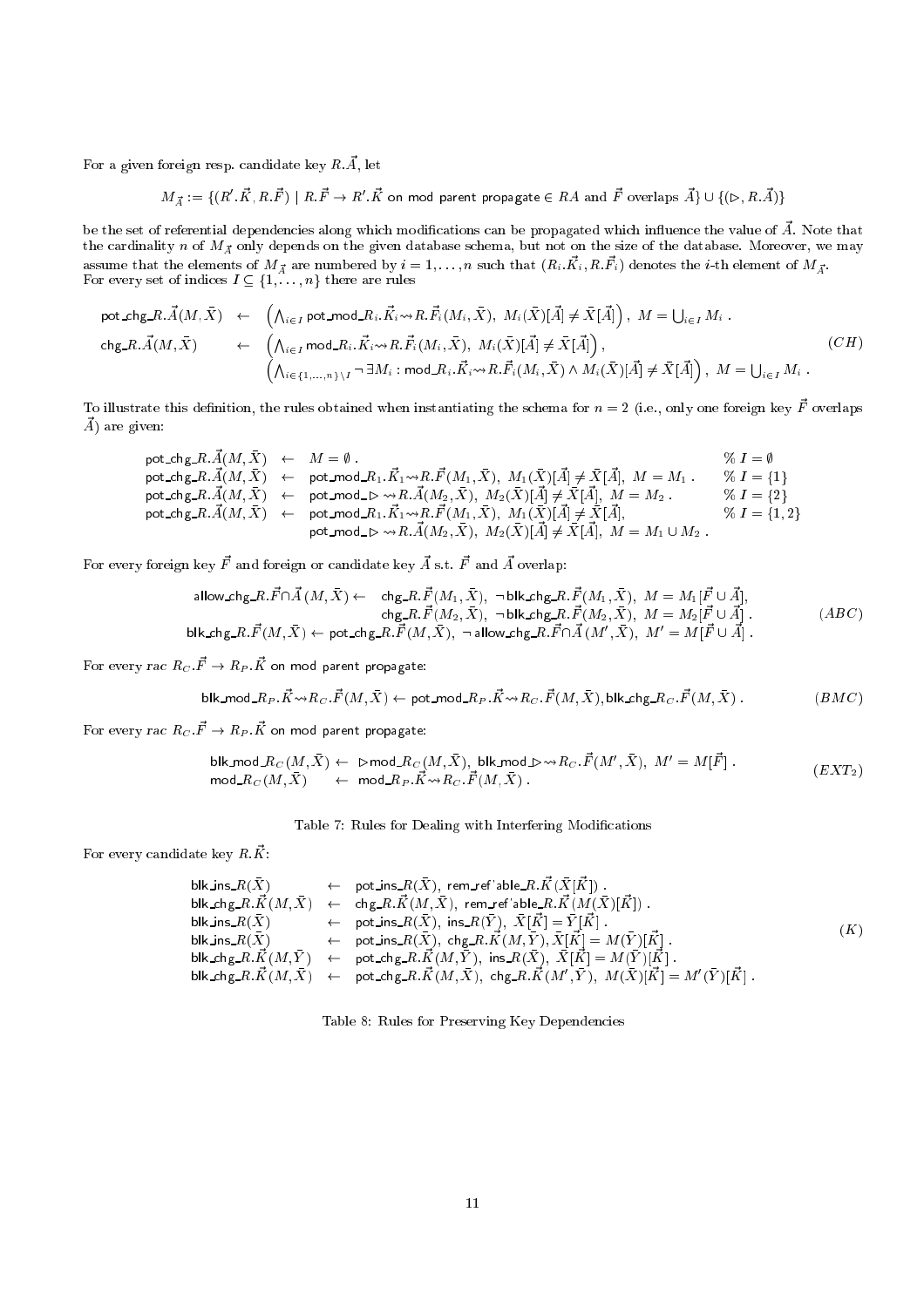For a given foreign resp. candidate key $R.\vec{A}$, let

$$M_{\vec{A}} := \{(R'.\vec{K}, R.\vec{F}) \mid R.\vec{F} \rightarrow R'.\vec{K} \text{ on mod parent propagate} \in RA \text{ and } \vec{F} \text{ overlaps } \vec{A}\} \cup \{(\triangleright, R.\vec{A})\}$$

be the set of referential dependencies along which modifications can be propagated which influence the value of $\vec{A}$. Note that the cardinality $n$ of $M_{\vec{A}}$ only depends on the given database schema, but not on the size of the database. Moreover, we may assume that the elements of $M_{\vec{A}}$ are numbered by $i = 1, \ldots, n$ such that $(R_i.\vec{K}_i, R.\vec{F}_i)$ denotes the $i$-th element of $M_{\vec{A}}$.
For every set of indices $I \subseteq \{1, \ldots, n\}$ there are rules

$$\begin{array}{lcl}
\mathsf{pot\_chg\_}R.\vec{A}(M, \bar{X}) & \leftarrow & \left(\bigwedge_{i \in I} \mathsf{pot\_mod\_}R_i.\vec{K}_i \rightsquigarrow R.\vec{F}_i(M_i, \bar{X}),\ M_i(\bar{X})[\vec{A}] \neq \bar{X}[\vec{A}]\right),\ M = \bigcup_{i \in I} M_i\ . \\
\mathsf{chg\_}R.\vec{A}(M, \bar{X}) & \leftarrow & \left(\bigwedge_{i \in I} \mathsf{mod\_}R_i.\vec{K}_i \rightsquigarrow R.\vec{F}_i(M_i, \bar{X}),\ M_i(\bar{X})[\vec{A}] \neq \bar{X}[\vec{A}]\right), \\
 & & \left(\bigwedge_{i \in \{1,\ldots,n\} \setminus I} \neg\, \exists M_i : \mathsf{mod\_}R_i.\vec{K}_i \rightsquigarrow R.\vec{F}_i(M_i, \bar{X}) \wedge M_i(\bar{X})[\vec{A}] \neq \bar{X}[\vec{A}]\right),\ M = \bigcup_{i \in I} M_i\ .
\end{array} \quad (CH)$$

To illustrate this definition, the rules obtained when instantiating the schema for $n = 2$ (i.e., only one foreign key $\vec{F}$ overlaps $\vec{A}$) are given:

$$\begin{array}{lcll}
\mathsf{pot\_chg\_}R.\vec{A}(M, \bar{X}) & \leftarrow & M = \emptyset\ . & \%\ I = \emptyset \\
\mathsf{pot\_chg\_}R.\vec{A}(M, \bar{X}) & \leftarrow & \mathsf{pot\_mod\_}R_1.\vec{K}_1 \rightsquigarrow R.\vec{F}(M_1, \bar{X}),\ M_1(\bar{X})[\vec{A}] \neq \bar{X}[\vec{A}],\ M = M_1\ . & \%\ I = \{1\} \\
\mathsf{pot\_chg\_}R.\vec{A}(M, \bar{X}) & \leftarrow & \mathsf{pot\_mod\_}\triangleright \rightsquigarrow R.\vec{A}(M_2, \bar{X}),\ M_2(\bar{X})[\vec{A}] \neq \bar{X}[\vec{A}],\ M = M_2\ . & \%\ I = \{2\} \\
\mathsf{pot\_chg\_}R.\vec{A}(M, \bar{X}) & \leftarrow & \mathsf{pot\_mod\_}R_1.\vec{K}_1 \rightsquigarrow R.\vec{F}(M_1, \bar{X}),\ M_1(\bar{X})[\vec{A}] \neq \bar{X}[\vec{A}], & \%\ I = \{1, 2\} \\
 & & \mathsf{pot\_mod\_}\triangleright \rightsquigarrow R.\vec{A}(M_2, \bar{X}),\ M_2(\bar{X})[\vec{A}] \neq \bar{X}[\vec{A}],\ M = M_1 \cup M_2\ . &
\end{array}$$

For every foreign key $\vec{F}$ and foreign or candidate key $\vec{A}$ s.t. $\vec{F}$ and $\vec{A}$ overlap:

$$\begin{array}{rl}
\mathsf{allow\_chg\_}R.\vec{F} \cap \vec{A}\,(M, \bar{X}) \leftarrow & \mathsf{chg\_}R.\vec{F}(M_1, \bar{X}),\ \neg\,\mathsf{blk\_chg\_}R.\vec{F}(M_1, \bar{X}),\ M = M_1[\vec{F} \cup \vec{A}], \\
 & \mathsf{chg\_}R.\vec{F}(M_2, \bar{X}),\ \neg\,\mathsf{blk\_chg\_}R.\vec{F}(M_2, \bar{X}),\ M = M_2[\vec{F} \cup \vec{A}]\ . \\
\mathsf{blk\_chg\_}R.\vec{F}(M, \bar{X}) \leftarrow & \mathsf{pot\_chg\_}R.\vec{F}(M, \bar{X}),\ \neg\,\mathsf{allow\_chg\_}R.\vec{F} \cap \vec{A}\,(M', \bar{X}),\ M' = M[\vec{F} \cup \vec{A}]\ .
\end{array} \quad (ABC)$$

For every rac $R_C.\vec{F} \rightarrow R_P.\vec{K}$ on mod parent propagate:

$$\mathsf{blk\_mod\_}R_P.\vec{K} \rightsquigarrow R_C.\vec{F}(M, \bar{X}) \leftarrow \mathsf{pot\_mod\_}R_P.\vec{K} \rightsquigarrow R_C.\vec{F}(M, \bar{X}), \mathsf{blk\_chg\_}R_C.\vec{F}(M, \bar{X})\ . \quad (BMC)$$

For every rac $R_C.\vec{F} \rightarrow R_P.\vec{K}$ on mod parent propagate:

$$\begin{array}{lcl}
\mathsf{blk\_mod\_}R_C(M, \bar{X}) & \leftarrow & \triangleright\mathsf{mod\_}R_C(M, \bar{X}),\ \mathsf{blk\_mod\_}\triangleright \rightsquigarrow R_C.\vec{F}(M', \bar{X}),\ M' = M[\vec{F}]\ . \\
\mathsf{mod\_}R_C(M, \bar{X}) & \leftarrow & \mathsf{mod\_}R_P.\vec{K} \rightsquigarrow R_C.\vec{F}(M, \bar{X})\ .
\end{array} \quad (EXT_2)$$

Table 7: Rules for Dealing with Interfering Modifications

For every candidate key $R.\vec{K}$:

$$\begin{array}{lcl}
\mathsf{blk\_ins\_}R(\bar{X}) & \leftarrow & \mathsf{pot\_ins\_}R(\bar{X}),\ \mathsf{rem\_ref'able\_}R.\vec{K}(\bar{X}[\vec{K}])\ . \\
\mathsf{blk\_chg\_}R.\vec{K}(M, \bar{X}) & \leftarrow & \mathsf{chg\_}R.\vec{K}(M, \bar{X}),\ \mathsf{rem\_ref'able\_}R.\vec{K}(M(\bar{X})[\vec{K}])\ . \\
\mathsf{blk\_ins\_}R(\bar{X}) & \leftarrow & \mathsf{pot\_ins\_}R(\bar{X}),\ \mathsf{ins\_}R(\bar{Y}),\ \bar{X}[\vec{K}] = \bar{Y}[\vec{K}]\ . \\
\mathsf{blk\_ins\_}R(\bar{X}) & \leftarrow & \mathsf{pot\_ins\_}R(\bar{X}),\ \mathsf{chg\_}R.\vec{K}(M, \bar{Y}), \bar{X}[\vec{K}] = M(\bar{Y})[\vec{K}]\ . \\
\mathsf{blk\_chg\_}R.\vec{K}(M, \bar{Y}) & \leftarrow & \mathsf{pot\_chg\_}R.\vec{K}(M, \bar{Y}),\ \mathsf{ins\_}R(\bar{X}),\ \bar{X}[\vec{K}] = M(\bar{Y})[\vec{K}]\ . \\
\mathsf{blk\_chg\_}R.\vec{K}(M, \bar{X}) & \leftarrow & \mathsf{pot\_chg\_}R.\vec{K}(M, \bar{X}),\ \mathsf{chg\_}R.\vec{K}(M', \bar{Y}),\ M(\bar{X})[\vec{K}] = M'(\bar{Y})[\vec{K}]\ .
\end{array} \quad (K)$$

Table 8: Rules for Preserving Key Dependencies